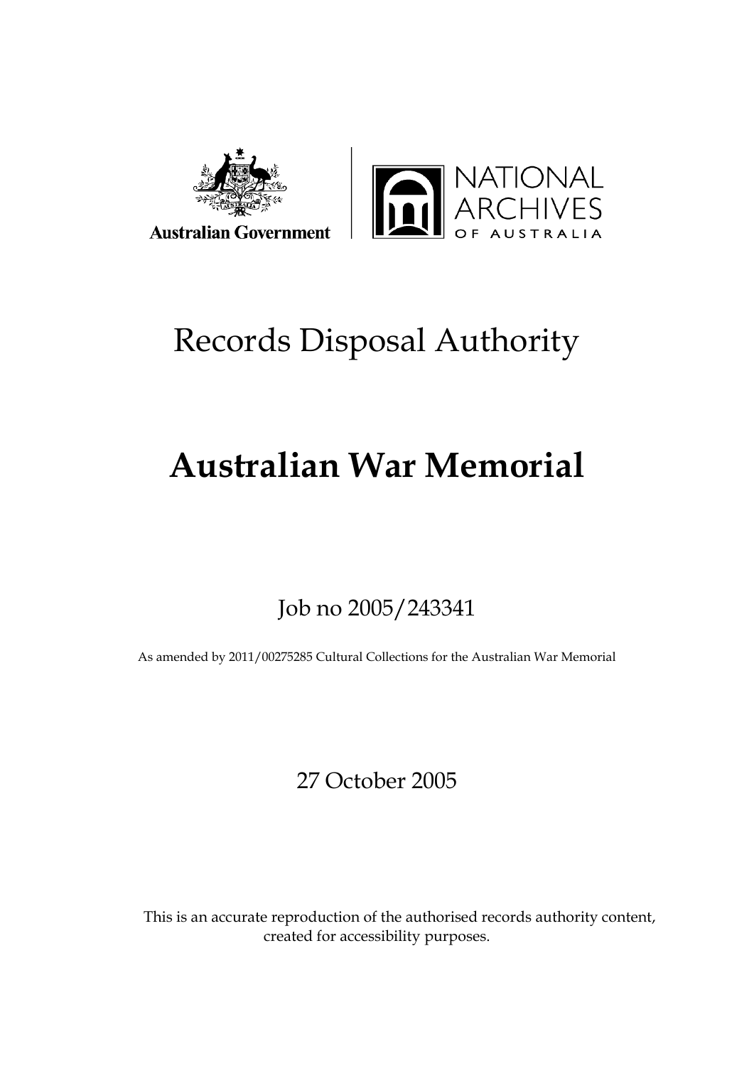Australian Government

NATIONAL ARCHIVES OF AUSTRALIA

# Records Disposal Authority

# Australian War Memorial

Job no 2005/243341

As amended by 2011/00275285 Cultural Collections for the Australian War Memorial

27 October 2005

This is an accurate reproduction of the authorised records authority content, created for accessibility purposes.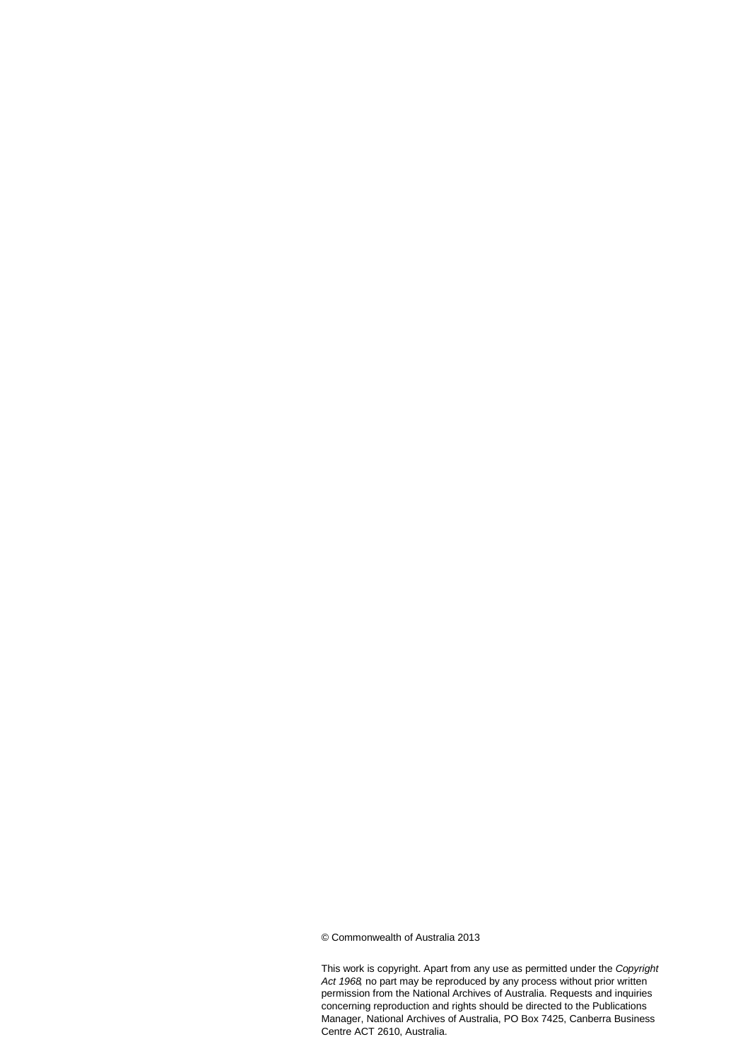© Commonwealth of Australia 2013

This work is copyright. Apart from any use as permitted under the *Copyright Act 1968*, no part may be reproduced by any process without prior written permission from the National Archives of Australia. Requests and inquiries concerning reproduction and rights should be directed to the Publications Manager, National Archives of Australia, PO Box 7425, Canberra Business Centre ACT 2610, Australia.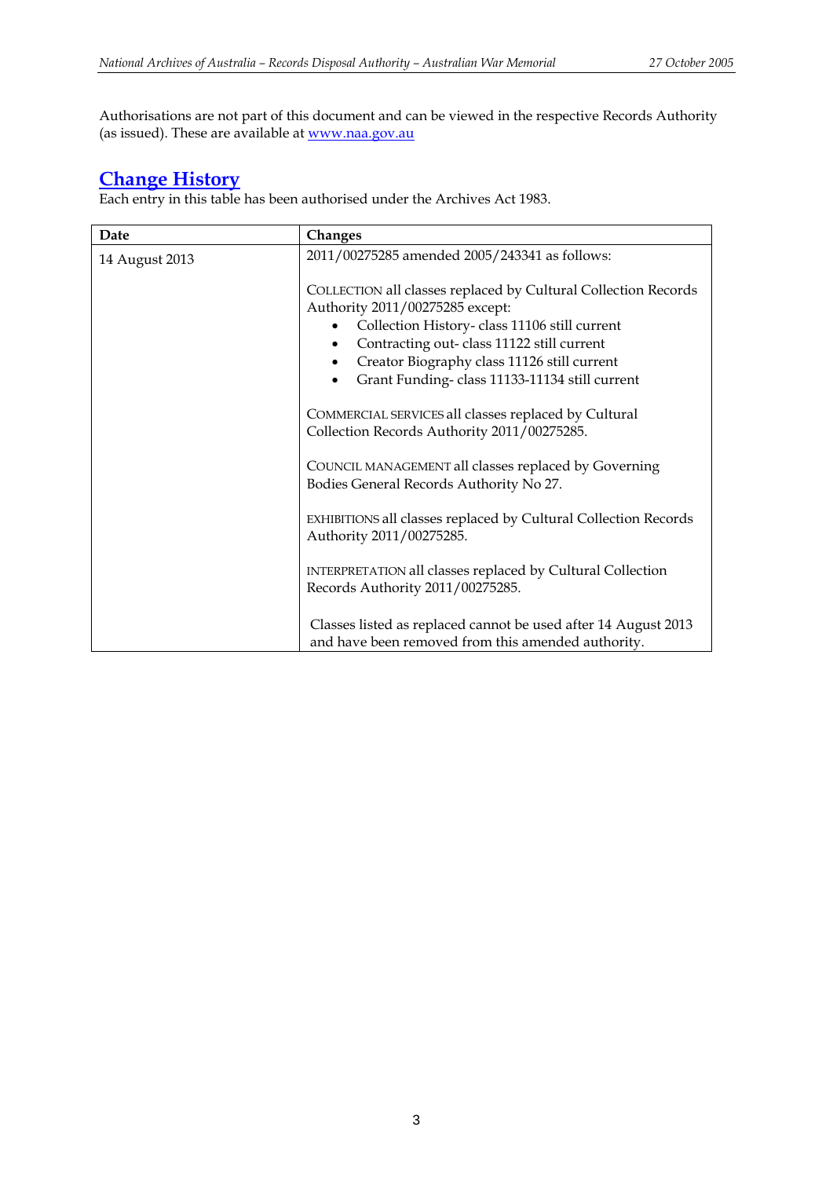Authorisations are not part of this document and can be viewed in the respective Records Authority (as issued). These are available at [www.naa.gov.au](http://www.naa.gov.au)

## Change History

Each entry in this table has been authorised under the Archives Act 1983.

| Date | Changes |
|---|---|
| 14 August 2013 | 2011/00275285 amended 2005/243341 as follows:<br><br>COLLECTION all classes replaced by Cultural Collection Records Authority 2011/00275285 except:<br>• Collection History- class 11106 still current<br>• Contracting out- class 11122 still current<br>• Creator Biography class 11126 still current<br>• Grant Funding- class 11133-11134 still current<br><br>COMMERCIAL SERVICES all classes replaced by Cultural Collection Records Authority 2011/00275285.<br><br>COUNCIL MANAGEMENT all classes replaced by Governing Bodies General Records Authority No 27.<br><br>EXHIBITIONS all classes replaced by Cultural Collection Records Authority 2011/00275285.<br><br>INTERPRETATION all classes replaced by Cultural Collection Records Authority 2011/00275285.<br><br>Classes listed as replaced cannot be used after 14 August 2013 and have been removed from this amended authority. |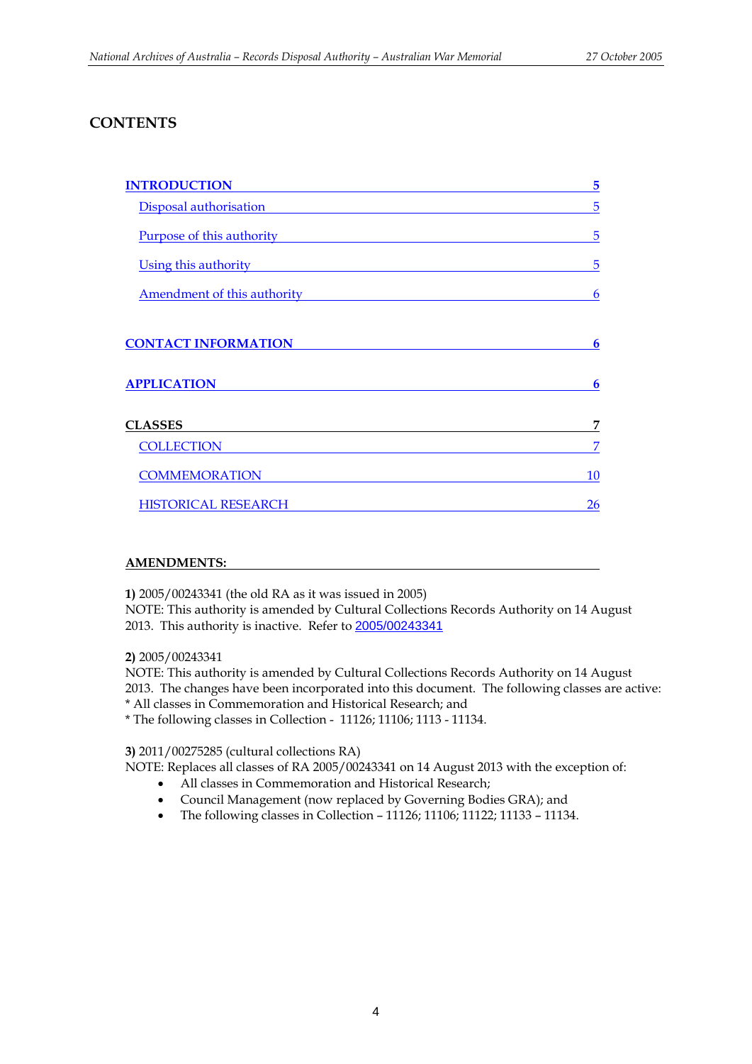## CONTENTS

| | |
|---|---|
| **INTRODUCTION** | **5** |
| Disposal authorisation | 5 |
| Purpose of this authority | 5 |
| Using this authority | 5 |
| Amendment of this authority | 6 |
| **CONTACT INFORMATION** | **6** |
| **APPLICATION** | **6** |
| **CLASSES** | **7** |
| COLLECTION | 7 |
| COMMEMORATION | 10 |
| HISTORICAL RESEARCH | 26 |

**AMENDMENTS:**

**1)** 2005/00243341 (the old RA as it was issued in 2005)
NOTE: This authority is amended by Cultural Collections Records Authority on 14 August 2013. This authority is inactive. Refer to 2005/00243341

**2)** 2005/00243341
NOTE: This authority is amended by Cultural Collections Records Authority on 14 August 2013. The changes have been incorporated into this document. The following classes are active:
* All classes in Commemoration and Historical Research; and
* The following classes in Collection - 11126; 11106; 1113 - 11134.

**3)** 2011/00275285 (cultural collections RA)
NOTE: Replaces all classes of RA 2005/00243341 on 14 August 2013 with the exception of:

- All classes in Commemoration and Historical Research;
- Council Management (now replaced by Governing Bodies GRA); and
- The following classes in Collection – 11126; 11106; 11122; 11133 – 11134.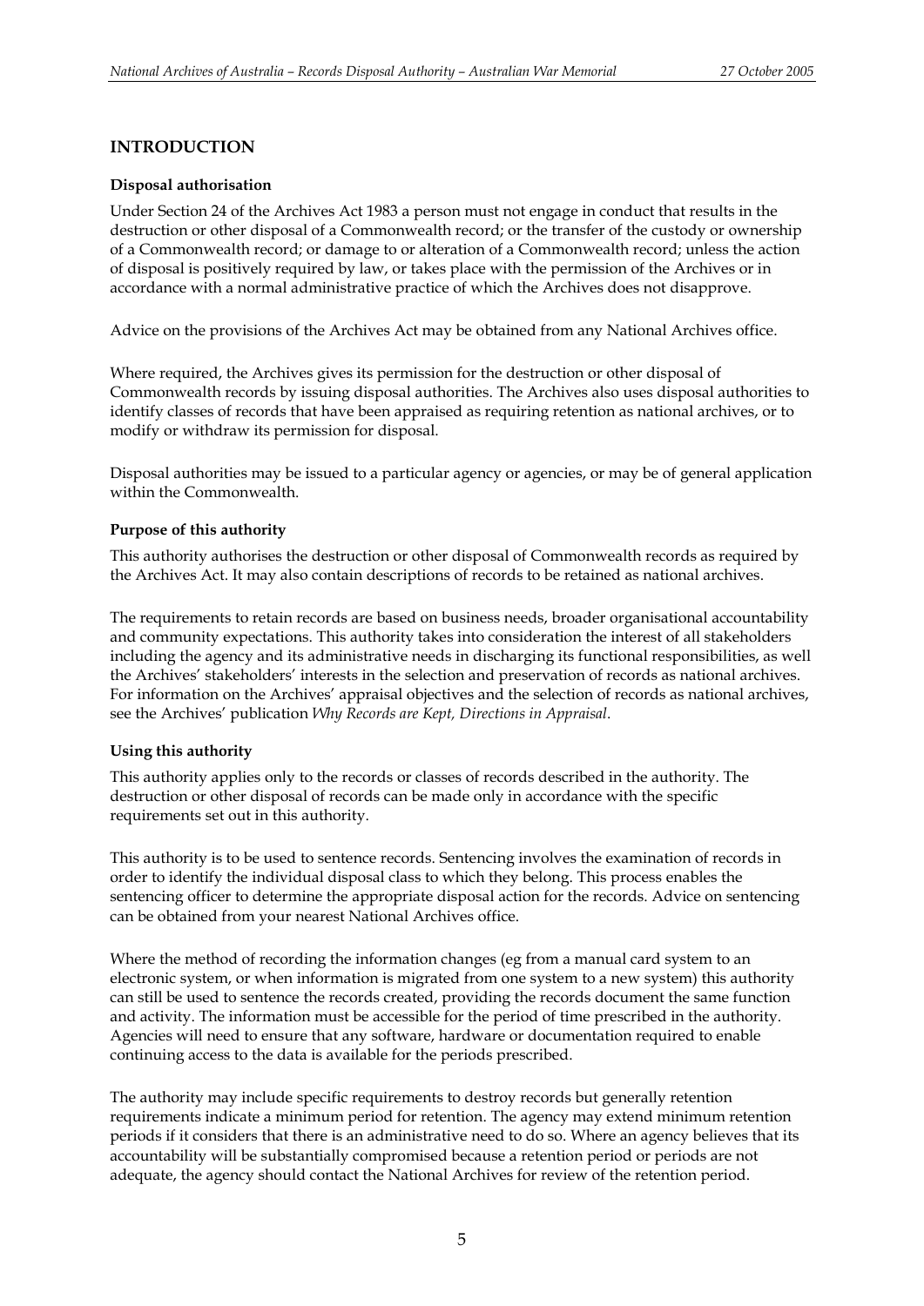## INTRODUCTION

### Disposal authorisation

Under Section 24 of the Archives Act 1983 a person must not engage in conduct that results in the destruction or other disposal of a Commonwealth record; or the transfer of the custody or ownership of a Commonwealth record; or damage to or alteration of a Commonwealth record; unless the action of disposal is positively required by law, or takes place with the permission of the Archives or in accordance with a normal administrative practice of which the Archives does not disapprove.

Advice on the provisions of the Archives Act may be obtained from any National Archives office.

Where required, the Archives gives its permission for the destruction or other disposal of Commonwealth records by issuing disposal authorities. The Archives also uses disposal authorities to identify classes of records that have been appraised as requiring retention as national archives, or to modify or withdraw its permission for disposal.

Disposal authorities may be issued to a particular agency or agencies, or may be of general application within the Commonwealth.

### Purpose of this authority

This authority authorises the destruction or other disposal of Commonwealth records as required by the Archives Act. It may also contain descriptions of records to be retained as national archives.

The requirements to retain records are based on business needs, broader organisational accountability and community expectations. This authority takes into consideration the interest of all stakeholders including the agency and its administrative needs in discharging its functional responsibilities, as well the Archives' stakeholders' interests in the selection and preservation of records as national archives. For information on the Archives' appraisal objectives and the selection of records as national archives, see the Archives' publication *Why Records are Kept, Directions in Appraisal*.

### Using this authority

This authority applies only to the records or classes of records described in the authority. The destruction or other disposal of records can be made only in accordance with the specific requirements set out in this authority.

This authority is to be used to sentence records. Sentencing involves the examination of records in order to identify the individual disposal class to which they belong. This process enables the sentencing officer to determine the appropriate disposal action for the records. Advice on sentencing can be obtained from your nearest National Archives office.

Where the method of recording the information changes (eg from a manual card system to an electronic system, or when information is migrated from one system to a new system) this authority can still be used to sentence the records created, providing the records document the same function and activity. The information must be accessible for the period of time prescribed in the authority. Agencies will need to ensure that any software, hardware or documentation required to enable continuing access to the data is available for the periods prescribed.

The authority may include specific requirements to destroy records but generally retention requirements indicate a minimum period for retention. The agency may extend minimum retention periods if it considers that there is an administrative need to do so. Where an agency believes that its accountability will be substantially compromised because a retention period or periods are not adequate, the agency should contact the National Archives for review of the retention period.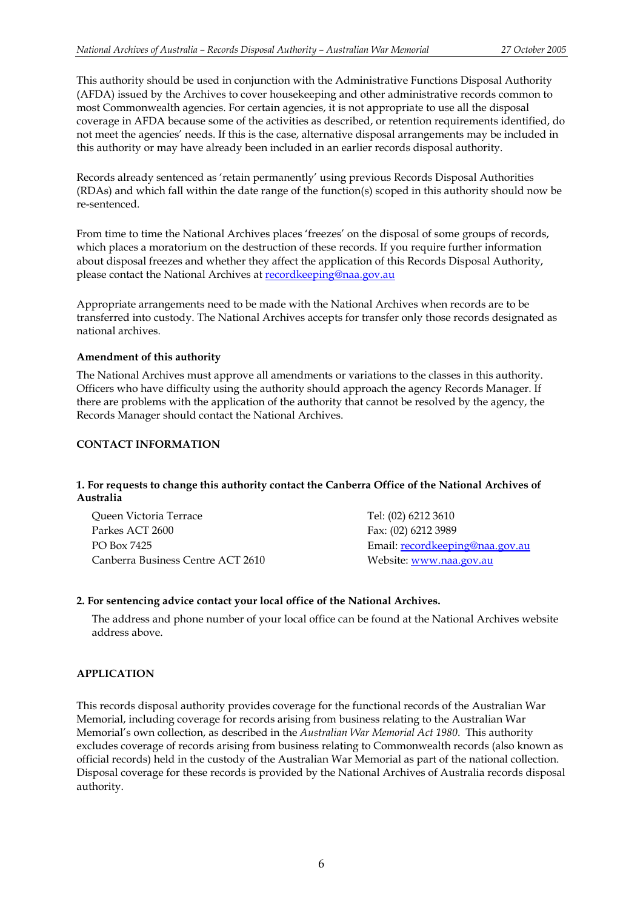This authority should be used in conjunction with the Administrative Functions Disposal Authority (AFDA) issued by the Archives to cover housekeeping and other administrative records common to most Commonwealth agencies. For certain agencies, it is not appropriate to use all the disposal coverage in AFDA because some of the activities as described, or retention requirements identified, do not meet the agencies' needs. If this is the case, alternative disposal arrangements may be included in this authority or may have already been included in an earlier records disposal authority.

Records already sentenced as 'retain permanently' using previous Records Disposal Authorities (RDAs) and which fall within the date range of the function(s) scoped in this authority should now be re-sentenced.

From time to time the National Archives places 'freezes' on the disposal of some groups of records, which places a moratorium on the destruction of these records. If you require further information about disposal freezes and whether they affect the application of this Records Disposal Authority, please contact the National Archives at recordkeeping@naa.gov.au

Appropriate arrangements need to be made with the National Archives when records are to be transferred into custody. The National Archives accepts for transfer only those records designated as national archives.

**Amendment of this authority**

The National Archives must approve all amendments or variations to the classes in this authority. Officers who have difficulty using the authority should approach the agency Records Manager. If there are problems with the application of the authority that cannot be resolved by the agency, the Records Manager should contact the National Archives.

## CONTACT INFORMATION

**1. For requests to change this authority contact the Canberra Office of the National Archives of Australia**

Queen Victoria Terrace
Parkes ACT 2600
PO Box 7425
Canberra Business Centre ACT 2610

Tel: (02) 6212 3610
Fax: (02) 6212 3989
Email: recordkeeping@naa.gov.au
Website: www.naa.gov.au

**2. For sentencing advice contact your local office of the National Archives.**

The address and phone number of your local office can be found at the National Archives website address above.

## APPLICATION

This records disposal authority provides coverage for the functional records of the Australian War Memorial, including coverage for records arising from business relating to the Australian War Memorial's own collection, as described in the *Australian War Memorial Act 1980*. This authority excludes coverage of records arising from business relating to Commonwealth records (also known as official records) held in the custody of the Australian War Memorial as part of the national collection. Disposal coverage for these records is provided by the National Archives of Australia records disposal authority.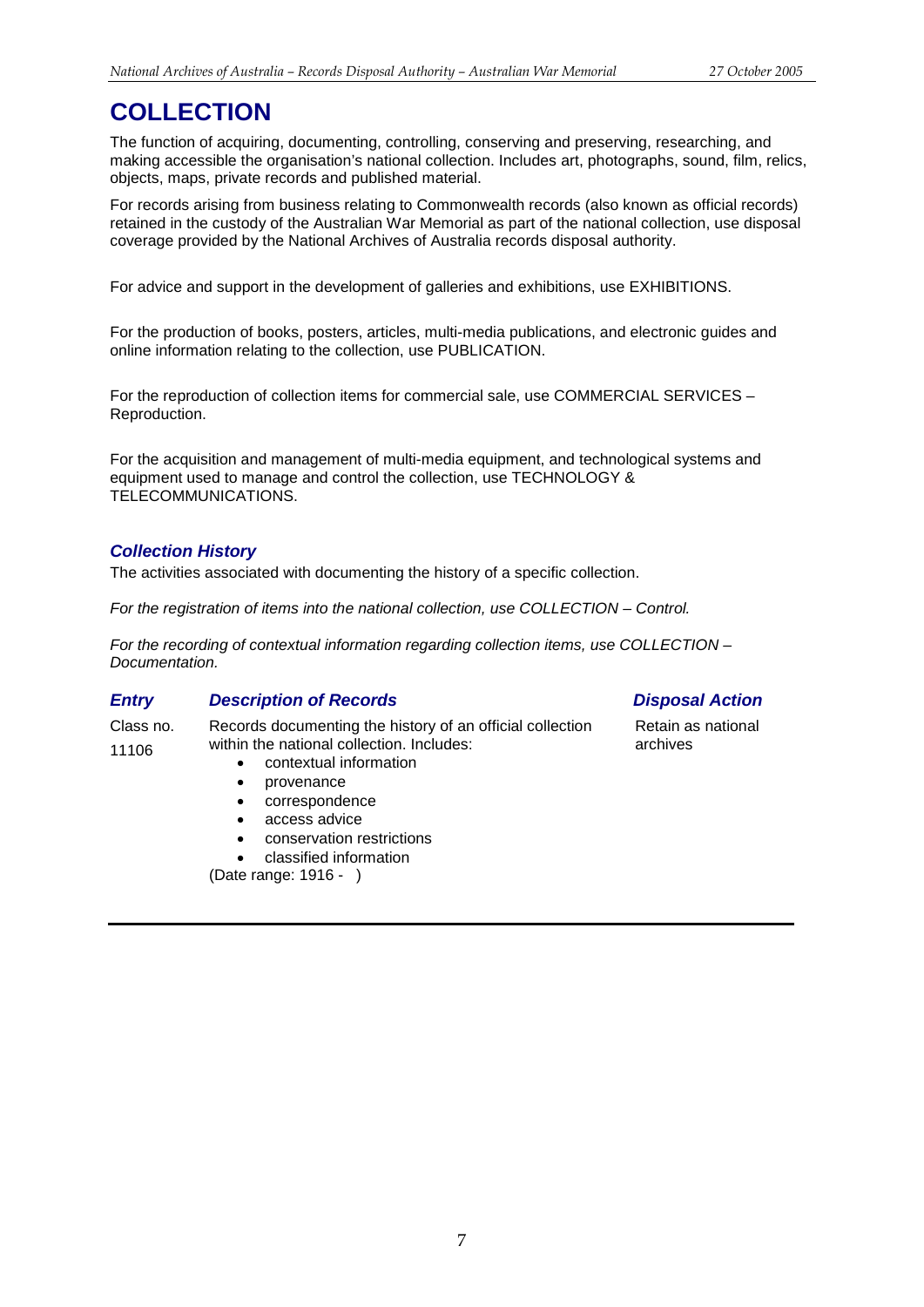# COLLECTION

The function of acquiring, documenting, controlling, conserving and preserving, researching, and making accessible the organisation's national collection. Includes art, photographs, sound, film, relics, objects, maps, private records and published material.

For records arising from business relating to Commonwealth records (also known as official records) retained in the custody of the Australian War Memorial as part of the national collection, use disposal coverage provided by the National Archives of Australia records disposal authority.

For advice and support in the development of galleries and exhibitions, use EXHIBITIONS.

For the production of books, posters, articles, multi-media publications, and electronic guides and online information relating to the collection, use PUBLICATION.

For the reproduction of collection items for commercial sale, use COMMERCIAL SERVICES – Reproduction.

For the acquisition and management of multi-media equipment, and technological systems and equipment used to manage and control the collection, use TECHNOLOGY & TELECOMMUNICATIONS.

## *Collection History*

The activities associated with documenting the history of a specific collection.

*For the registration of items into the national collection, use COLLECTION – Control.*

*For the recording of contextual information regarding collection items, use COLLECTION – Documentation.*

| *Entry* | *Description of Records* | *Disposal Action* |
|---|---|---|
| Class no. 11106 | Records documenting the history of an official collection within the national collection. Includes:<br>• contextual information<br>• provenance<br>• correspondence<br>• access advice<br>• conservation restrictions<br>• classified information<br>(Date range: 1916 - ) | Retain as national archives |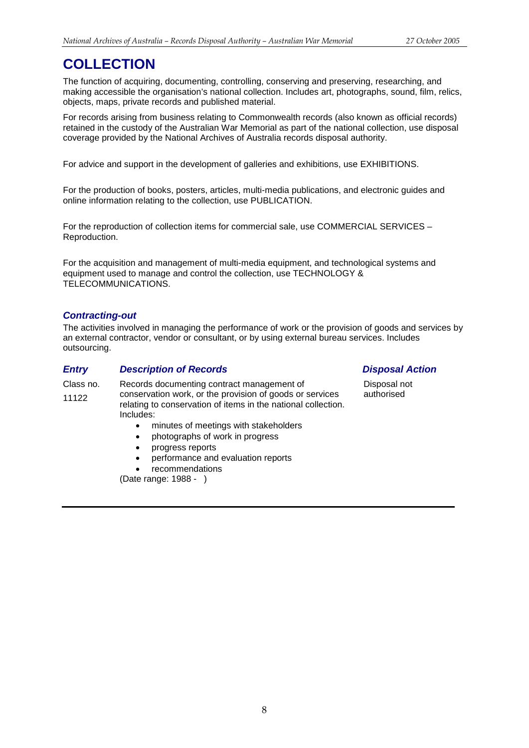# COLLECTION

The function of acquiring, documenting, controlling, conserving and preserving, researching, and making accessible the organisation's national collection. Includes art, photographs, sound, film, relics, objects, maps, private records and published material.

For records arising from business relating to Commonwealth records (also known as official records) retained in the custody of the Australian War Memorial as part of the national collection, use disposal coverage provided by the National Archives of Australia records disposal authority.

For advice and support in the development of galleries and exhibitions, use EXHIBITIONS.

For the production of books, posters, articles, multi-media publications, and electronic guides and online information relating to the collection, use PUBLICATION.

For the reproduction of collection items for commercial sale, use COMMERCIAL SERVICES – Reproduction.

For the acquisition and management of multi-media equipment, and technological systems and equipment used to manage and control the collection, use TECHNOLOGY & TELECOMMUNICATIONS.

### *Contracting-out*

The activities involved in managing the performance of work or the provision of goods and services by an external contractor, vendor or consultant, or by using external bureau services. Includes outsourcing.

| *Entry* | *Description of Records* | *Disposal Action* |
|---|---|---|
| Class no. 11122 | Records documenting contract management of conservation work, or the provision of goods or services relating to conservation of items in the national collection. Includes:<br>• minutes of meetings with stakeholders<br>• photographs of work in progress<br>• progress reports<br>• performance and evaluation reports<br>• recommendations<br>(Date range: 1988 - ) | Disposal not authorised |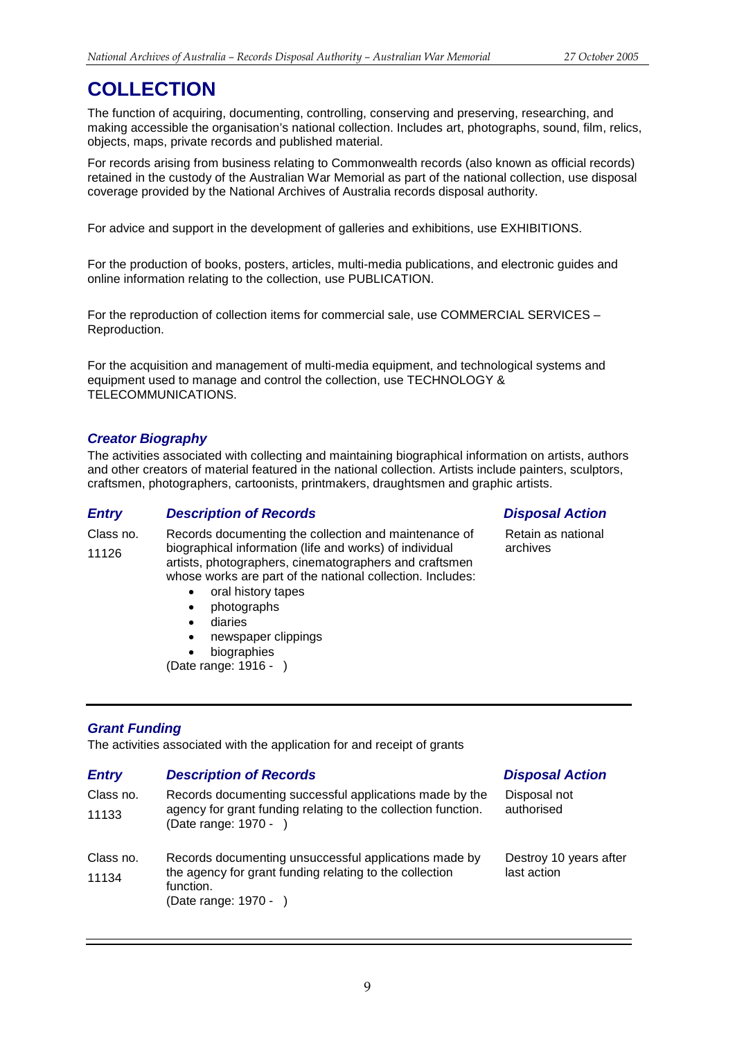# COLLECTION

The function of acquiring, documenting, controlling, conserving and preserving, researching, and making accessible the organisation's national collection. Includes art, photographs, sound, film, relics, objects, maps, private records and published material.

For records arising from business relating to Commonwealth records (also known as official records) retained in the custody of the Australian War Memorial as part of the national collection, use disposal coverage provided by the National Archives of Australia records disposal authority.

For advice and support in the development of galleries and exhibitions, use EXHIBITIONS.

For the production of books, posters, articles, multi-media publications, and electronic guides and online information relating to the collection, use PUBLICATION.

For the reproduction of collection items for commercial sale, use COMMERCIAL SERVICES – Reproduction.

For the acquisition and management of multi-media equipment, and technological systems and equipment used to manage and control the collection, use TECHNOLOGY & TELECOMMUNICATIONS.

### *Creator Biography*

The activities associated with collecting and maintaining biographical information on artists, authors and other creators of material featured in the national collection. Artists include painters, sculptors, craftsmen, photographers, cartoonists, printmakers, draughtsmen and graphic artists.

| *Entry* | *Description of Records* | *Disposal Action* |
|---|---|---|
| Class no. 11126 | Records documenting the collection and maintenance of biographical information (life and works) of individual artists, photographers, cinematographers and craftsmen whose works are part of the national collection. Includes:<br>• oral history tapes<br>• photographs<br>• diaries<br>• newspaper clippings<br>• biographies<br>(Date range: 1916 - ) | Retain as national archives |

### *Grant Funding*

The activities associated with the application for and receipt of grants

| *Entry* | *Description of Records* | *Disposal Action* |
|---|---|---|
| Class no. 11133 | Records documenting successful applications made by the agency for grant funding relating to the collection function.<br>(Date range: 1970 - ) | Disposal not authorised |
| Class no. 11134 | Records documenting unsuccessful applications made by the agency for grant funding relating to the collection function.<br>(Date range: 1970 - ) | Destroy 10 years after last action |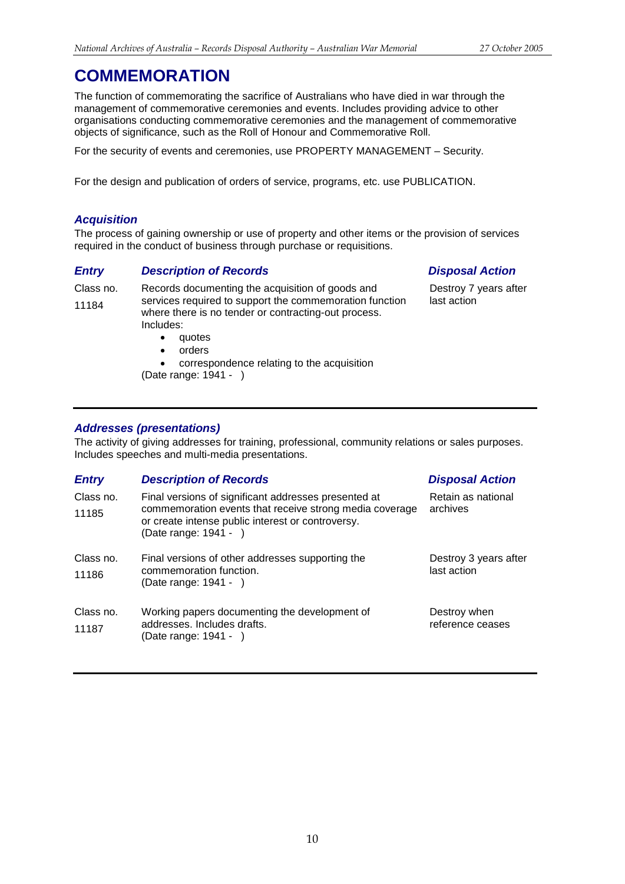# COMMEMORATION

The function of commemorating the sacrifice of Australians who have died in war through the management of commemorative ceremonies and events. Includes providing advice to other organisations conducting commemorative ceremonies and the management of commemorative objects of significance, such as the Roll of Honour and Commemorative Roll.

For the security of events and ceremonies, use PROPERTY MANAGEMENT – Security.

For the design and publication of orders of service, programs, etc. use PUBLICATION.

### *Acquisition*

The process of gaining ownership or use of property and other items or the provision of services required in the conduct of business through purchase or requisitions.

| *Entry* | *Description of Records* | *Disposal Action* |
|---|---|---|
| Class no. 11184 | Records documenting the acquisition of goods and services required to support the commemoration function where there is no tender or contracting-out process. Includes: <br>• quotes <br>• orders <br>• correspondence relating to the acquisition <br>(Date range: 1941 - ) | Destroy 7 years after last action |

### *Addresses (presentations)*

The activity of giving addresses for training, professional, community relations or sales purposes. Includes speeches and multi-media presentations.

| *Entry* | *Description of Records* | *Disposal Action* |
|---|---|---|
| Class no. 11185 | Final versions of significant addresses presented at commemoration events that receive strong media coverage or create intense public interest or controversy. (Date range: 1941 - ) | Retain as national archives |
| Class no. 11186 | Final versions of other addresses supporting the commemoration function. (Date range: 1941 - ) | Destroy 3 years after last action |
| Class no. 11187 | Working papers documenting the development of addresses. Includes drafts. (Date range: 1941 - ) | Destroy when reference ceases |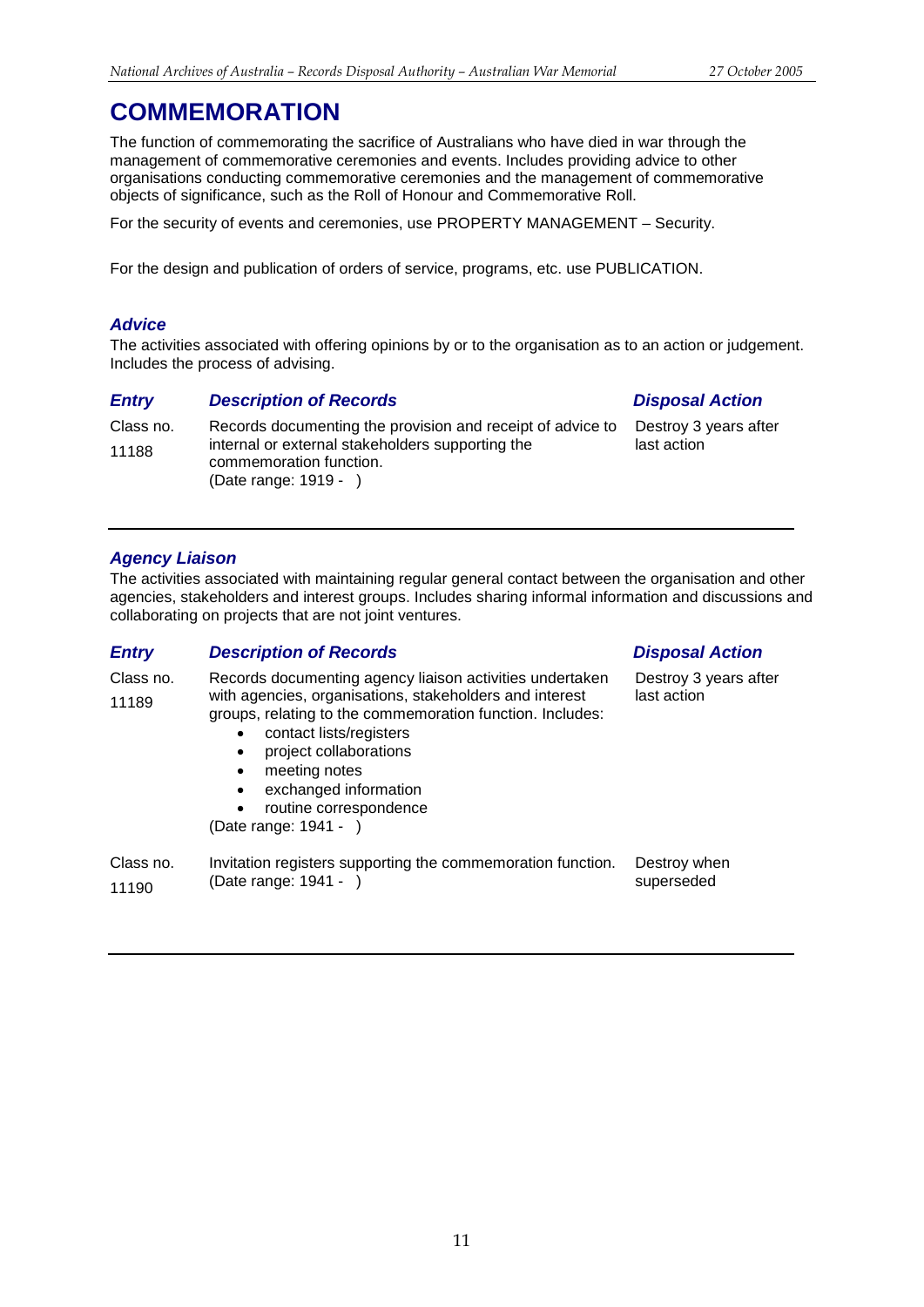# COMMEMORATION

The function of commemorating the sacrifice of Australians who have died in war through the management of commemorative ceremonies and events. Includes providing advice to other organisations conducting commemorative ceremonies and the management of commemorative objects of significance, such as the Roll of Honour and Commemorative Roll.

For the security of events and ceremonies, use PROPERTY MANAGEMENT – Security.

For the design and publication of orders of service, programs, etc. use PUBLICATION.

## *Advice*

The activities associated with offering opinions by or to the organisation as to an action or judgement. Includes the process of advising.

| *Entry* | *Description of Records* | *Disposal Action* |
|---|---|---|
| Class no. 11188 | Records documenting the provision and receipt of advice to internal or external stakeholders supporting the commemoration function.<br>(Date range: 1919 - ) | Destroy 3 years after last action |

## *Agency Liaison*

The activities associated with maintaining regular general contact between the organisation and other agencies, stakeholders and interest groups. Includes sharing informal information and discussions and collaborating on projects that are not joint ventures.

| *Entry* | *Description of Records* | *Disposal Action* |
|---|---|---|
| Class no. 11189 | Records documenting agency liaison activities undertaken with agencies, organisations, stakeholders and interest groups, relating to the commemoration function. Includes:<br>• contact lists/registers<br>• project collaborations<br>• meeting notes<br>• exchanged information<br>• routine correspondence<br>(Date range: 1941 - ) | Destroy 3 years after last action |
| Class no. 11190 | Invitation registers supporting the commemoration function.<br>(Date range: 1941 - ) | Destroy when superseded |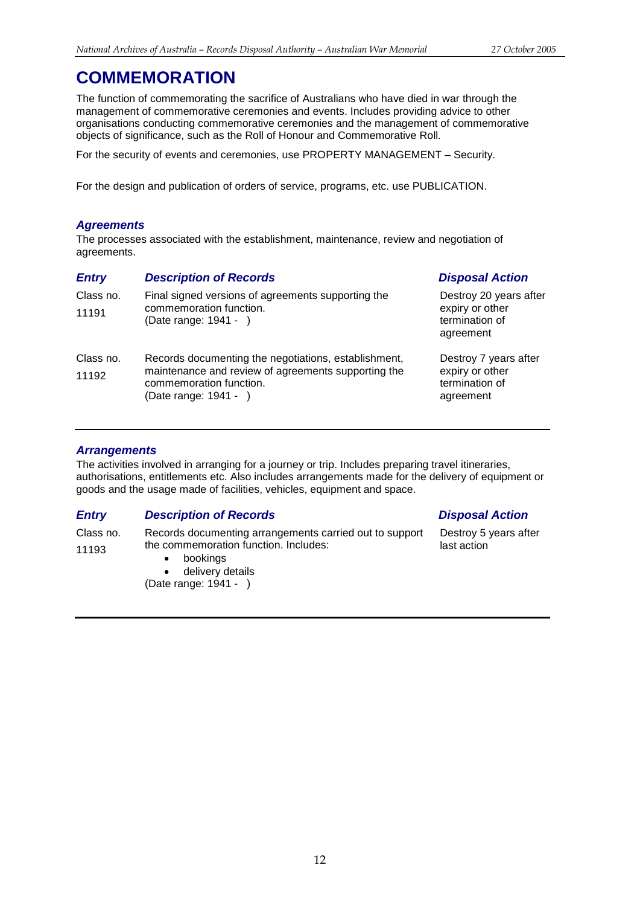# COMMEMORATION

The function of commemorating the sacrifice of Australians who have died in war through the management of commemorative ceremonies and events. Includes providing advice to other organisations conducting commemorative ceremonies and the management of commemorative objects of significance, such as the Roll of Honour and Commemorative Roll.

For the security of events and ceremonies, use PROPERTY MANAGEMENT – Security.

For the design and publication of orders of service, programs, etc. use PUBLICATION.

### *Agreements*

The processes associated with the establishment, maintenance, review and negotiation of agreements.

| *Entry* | *Description of Records* | *Disposal Action* |
|---|---|---|
| Class no. 11191 | Final signed versions of agreements supporting the commemoration function. (Date range: 1941 - ) | Destroy 20 years after expiry or other termination of agreement |
| Class no. 11192 | Records documenting the negotiations, establishment, maintenance and review of agreements supporting the commemoration function. (Date range: 1941 - ) | Destroy 7 years after expiry or other termination of agreement |

### *Arrangements*

The activities involved in arranging for a journey or trip. Includes preparing travel itineraries, authorisations, entitlements etc. Also includes arrangements made for the delivery of equipment or goods and the usage made of facilities, vehicles, equipment and space.

| *Entry* | *Description of Records* | *Disposal Action* |
|---|---|---|
| Class no. 11193 | Records documenting arrangements carried out to support the commemoration function. Includes:<br>• bookings<br>• delivery details<br>(Date range: 1941 - ) | Destroy 5 years after last action |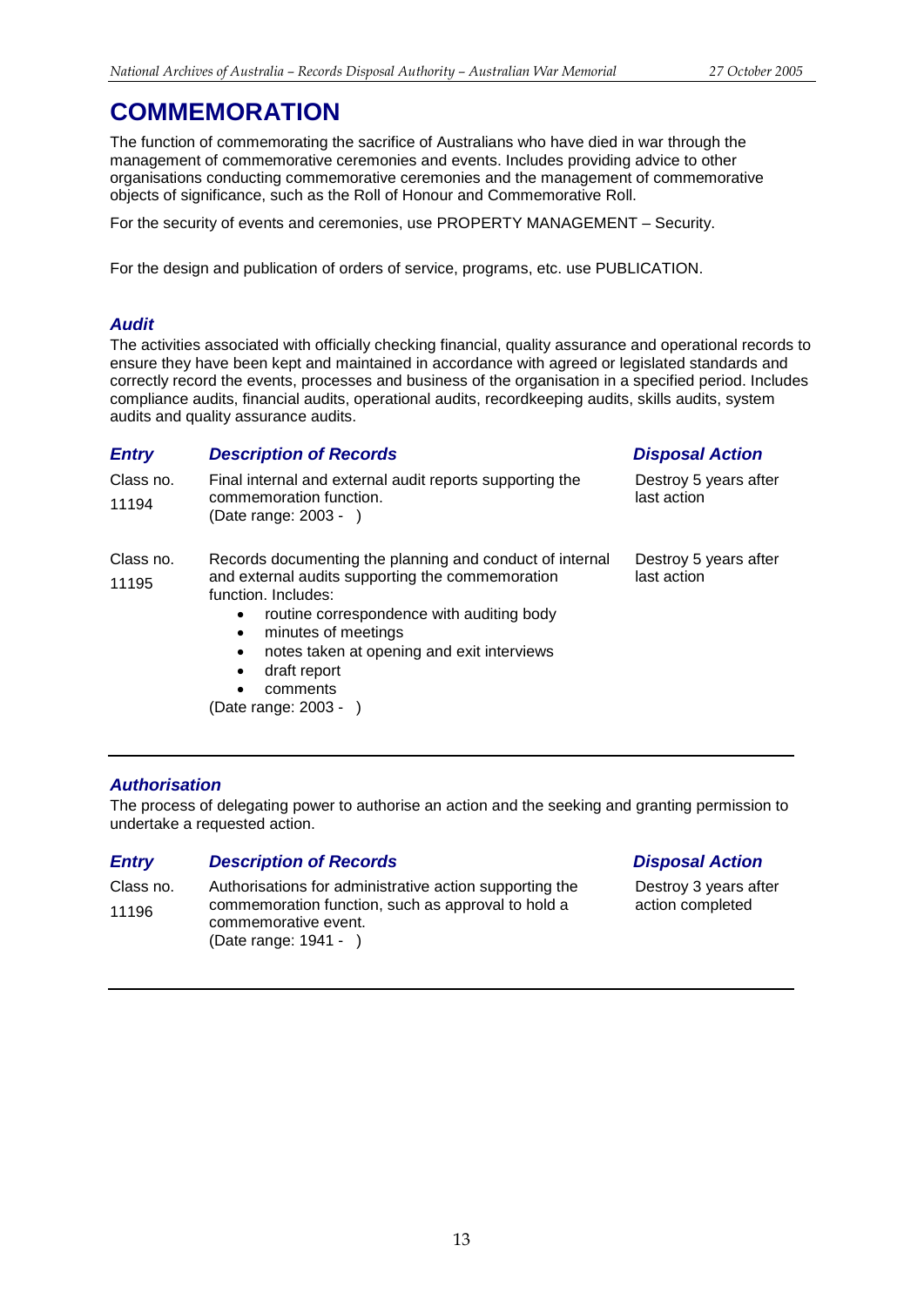# COMMEMORATION

The function of commemorating the sacrifice of Australians who have died in war through the management of commemorative ceremonies and events. Includes providing advice to other organisations conducting commemorative ceremonies and the management of commemorative objects of significance, such as the Roll of Honour and Commemorative Roll.

For the security of events and ceremonies, use PROPERTY MANAGEMENT – Security.

For the design and publication of orders of service, programs, etc. use PUBLICATION.

## *Audit*

The activities associated with officially checking financial, quality assurance and operational records to ensure they have been kept and maintained in accordance with agreed or legislated standards and correctly record the events, processes and business of the organisation in a specified period. Includes compliance audits, financial audits, operational audits, recordkeeping audits, skills audits, system audits and quality assurance audits.

| *Entry* | *Description of Records* | *Disposal Action* |
|---|---|---|
| Class no. 11194 | Final internal and external audit reports supporting the commemoration function. (Date range: 2003 - ) | Destroy 5 years after last action |
| Class no. 11195 | Records documenting the planning and conduct of internal and external audits supporting the commemoration function. Includes: <br>• routine correspondence with auditing body <br>• minutes of meetings <br>• notes taken at opening and exit interviews <br>• draft report <br>• comments <br>(Date range: 2003 - ) | Destroy 5 years after last action |

## *Authorisation*

The process of delegating power to authorise an action and the seeking and granting permission to undertake a requested action.

| *Entry* | *Description of Records* | *Disposal Action* |
|---|---|---|
| Class no. 11196 | Authorisations for administrative action supporting the commemoration function, such as approval to hold a commemorative event. (Date range: 1941 - ) | Destroy 3 years after action completed |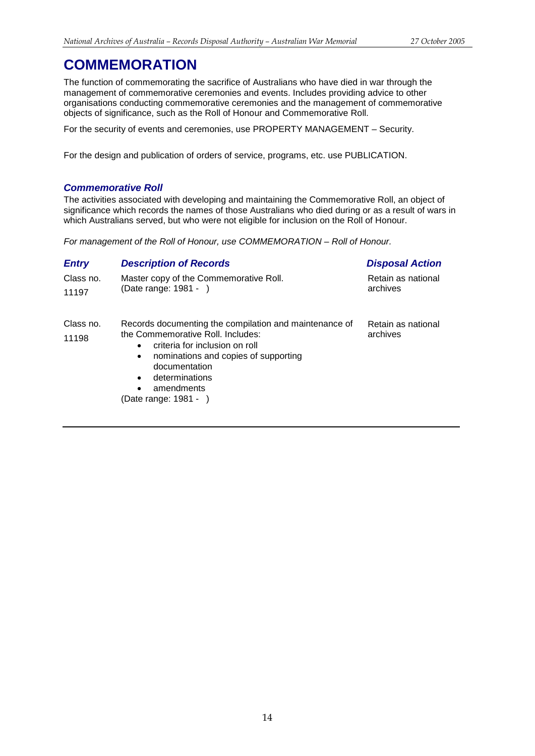# COMMEMORATION

The function of commemorating the sacrifice of Australians who have died in war through the management of commemorative ceremonies and events. Includes providing advice to other organisations conducting commemorative ceremonies and the management of commemorative objects of significance, such as the Roll of Honour and Commemorative Roll.

For the security of events and ceremonies, use PROPERTY MANAGEMENT – Security.

For the design and publication of orders of service, programs, etc. use PUBLICATION.

### *Commemorative Roll*

The activities associated with developing and maintaining the Commemorative Roll, an object of significance which records the names of those Australians who died during or as a result of wars in which Australians served, but who were not eligible for inclusion on the Roll of Honour.

*For management of the Roll of Honour, use COMMEMORATION – Roll of Honour.*

| *Entry* | *Description of Records* | *Disposal Action* |
|---|---|---|
| Class no. 11197 | Master copy of the Commemorative Roll. (Date range: 1981 - ) | Retain as national archives |
| Class no. 11198 | Records documenting the compilation and maintenance of the Commemorative Roll. Includes: <br>• criteria for inclusion on roll <br>• nominations and copies of supporting documentation <br>• determinations <br>• amendments <br>(Date range: 1981 - ) | Retain as national archives |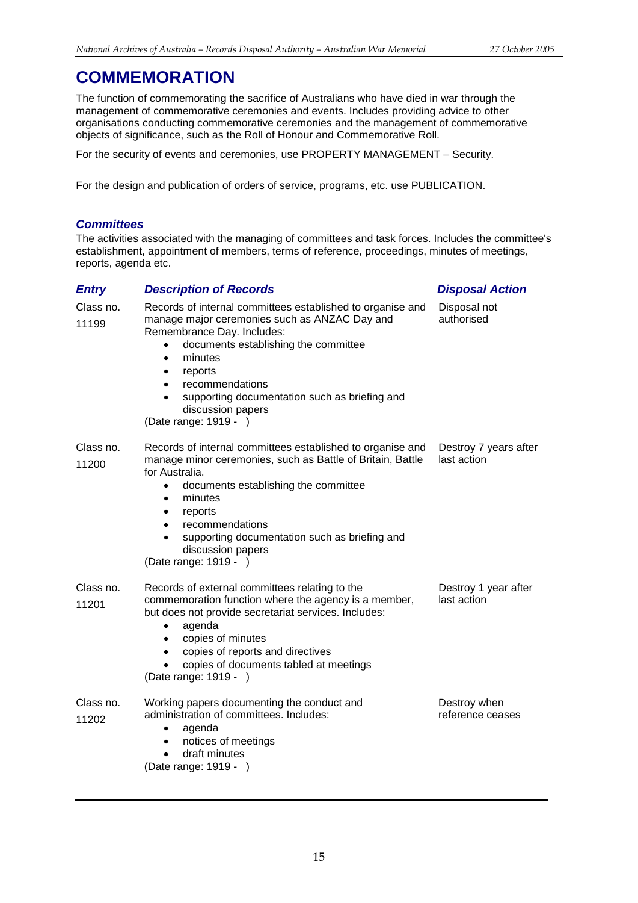# COMMEMORATION

The function of commemorating the sacrifice of Australians who have died in war through the management of commemorative ceremonies and events. Includes providing advice to other organisations conducting commemorative ceremonies and the management of commemorative objects of significance, such as the Roll of Honour and Commemorative Roll.

For the security of events and ceremonies, use PROPERTY MANAGEMENT – Security.

For the design and publication of orders of service, programs, etc. use PUBLICATION.

## *Committees*

The activities associated with the managing of committees and task forces. Includes the committee's establishment, appointment of members, terms of reference, proceedings, minutes of meetings, reports, agenda etc.

| *Entry* | *Description of Records* | *Disposal Action* |
| --- | --- | --- |
| Class no. 11199 | Records of internal committees established to organise and manage major ceremonies such as ANZAC Day and Remembrance Day. Includes:<br>• documents establishing the committee<br>• minutes<br>• reports<br>• recommendations<br>• supporting documentation such as briefing and discussion papers<br>(Date range: 1919 - ) | Disposal not authorised |
| Class no. 11200 | Records of internal committees established to organise and manage minor ceremonies, such as Battle of Britain, Battle for Australia.<br>• documents establishing the committee<br>• minutes<br>• reports<br>• recommendations<br>• supporting documentation such as briefing and discussion papers<br>(Date range: 1919 - ) | Destroy 7 years after last action |
| Class no. 11201 | Records of external committees relating to the commemoration function where the agency is a member, but does not provide secretariat services. Includes:<br>• agenda<br>• copies of minutes<br>• copies of reports and directives<br>• copies of documents tabled at meetings<br>(Date range: 1919 - ) | Destroy 1 year after last action |
| Class no. 11202 | Working papers documenting the conduct and administration of committees. Includes:<br>• agenda<br>• notices of meetings<br>• draft minutes<br>(Date range: 1919 - ) | Destroy when reference ceases |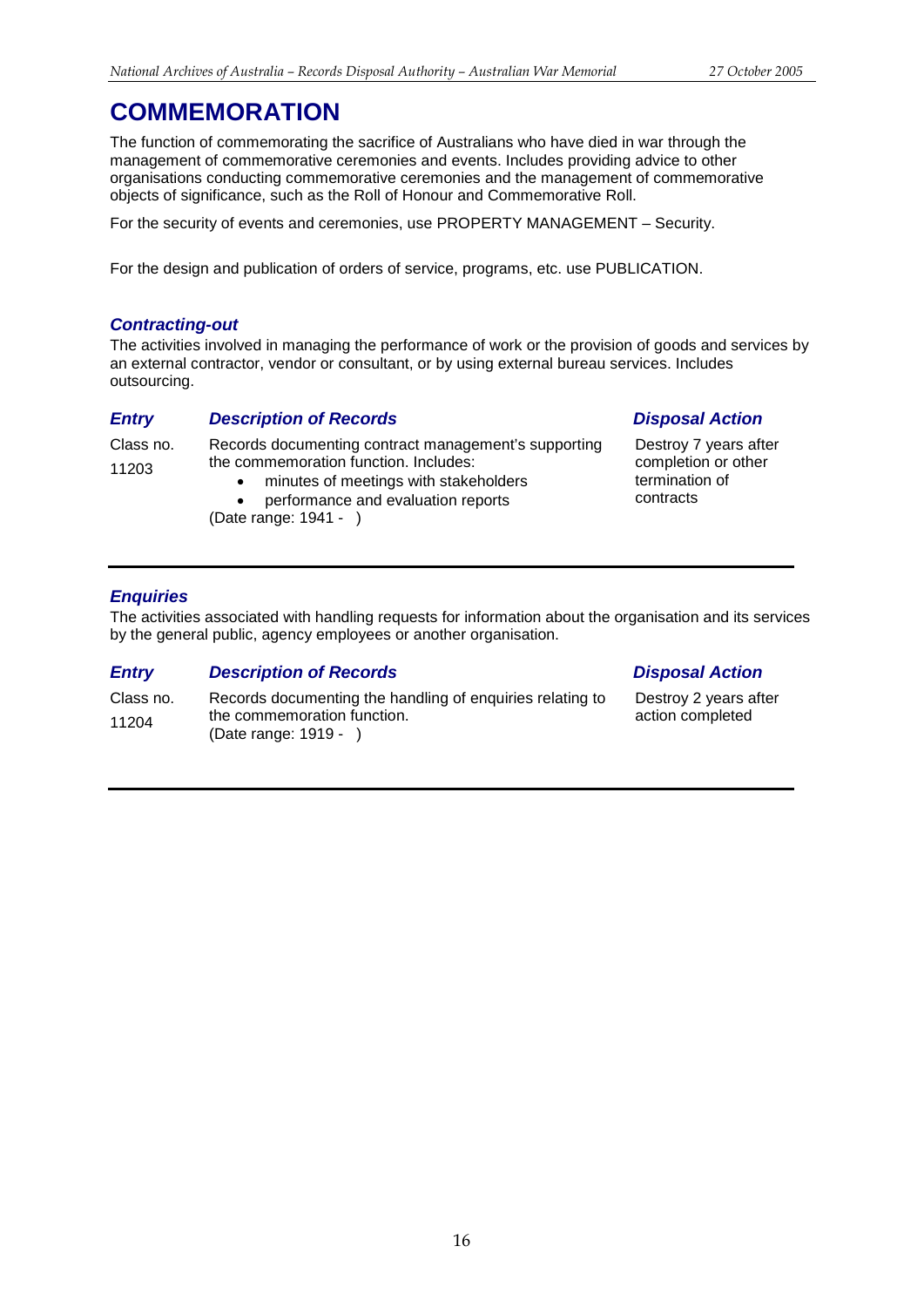# COMMEMORATION

The function of commemorating the sacrifice of Australians who have died in war through the management of commemorative ceremonies and events. Includes providing advice to other organisations conducting commemorative ceremonies and the management of commemorative objects of significance, such as the Roll of Honour and Commemorative Roll.

For the security of events and ceremonies, use PROPERTY MANAGEMENT – Security.

For the design and publication of orders of service, programs, etc. use PUBLICATION.

### *Contracting-out*

The activities involved in managing the performance of work or the provision of goods and services by an external contractor, vendor or consultant, or by using external bureau services. Includes outsourcing.

| *Entry* | *Description of Records* | *Disposal Action* |
|---|---|---|
| Class no. 11203 | Records documenting contract management's supporting the commemoration function. Includes:<br>• minutes of meetings with stakeholders<br>• performance and evaluation reports<br>(Date range: 1941 - ) | Destroy 7 years after completion or other termination of contracts |

### *Enquiries*

The activities associated with handling requests for information about the organisation and its services by the general public, agency employees or another organisation.

| *Entry* | *Description of Records* | *Disposal Action* |
|---|---|---|
| Class no. 11204 | Records documenting the handling of enquiries relating to the commemoration function.<br>(Date range: 1919 - ) | Destroy 2 years after action completed |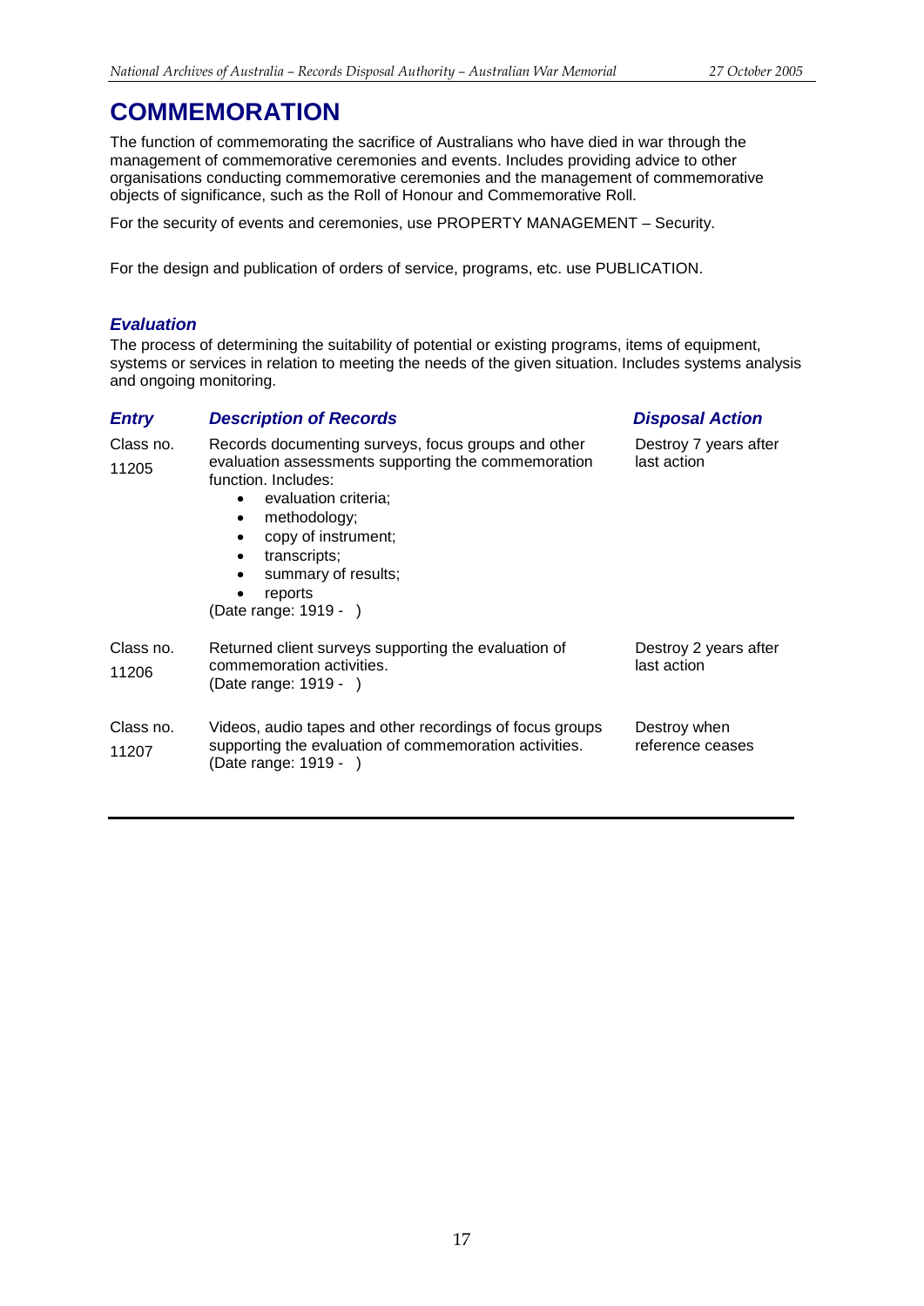# COMMEMORATION

The function of commemorating the sacrifice of Australians who have died in war through the management of commemorative ceremonies and events. Includes providing advice to other organisations conducting commemorative ceremonies and the management of commemorative objects of significance, such as the Roll of Honour and Commemorative Roll.

For the security of events and ceremonies, use PROPERTY MANAGEMENT – Security.

For the design and publication of orders of service, programs, etc. use PUBLICATION.

## *Evaluation*

The process of determining the suitability of potential or existing programs, items of equipment, systems or services in relation to meeting the needs of the given situation. Includes systems analysis and ongoing monitoring.

| *Entry* | *Description of Records* | *Disposal Action* |
|---|---|---|
| Class no. 11205 | Records documenting surveys, focus groups and other evaluation assessments supporting the commemoration function. Includes:<br>• evaluation criteria;<br>• methodology;<br>• copy of instrument;<br>• transcripts;<br>• summary of results;<br>• reports<br>(Date range: 1919 - ) | Destroy 7 years after last action |
| Class no. 11206 | Returned client surveys supporting the evaluation of commemoration activities.<br>(Date range: 1919 - ) | Destroy 2 years after last action |
| Class no. 11207 | Videos, audio tapes and other recordings of focus groups supporting the evaluation of commemoration activities.<br>(Date range: 1919 - ) | Destroy when reference ceases |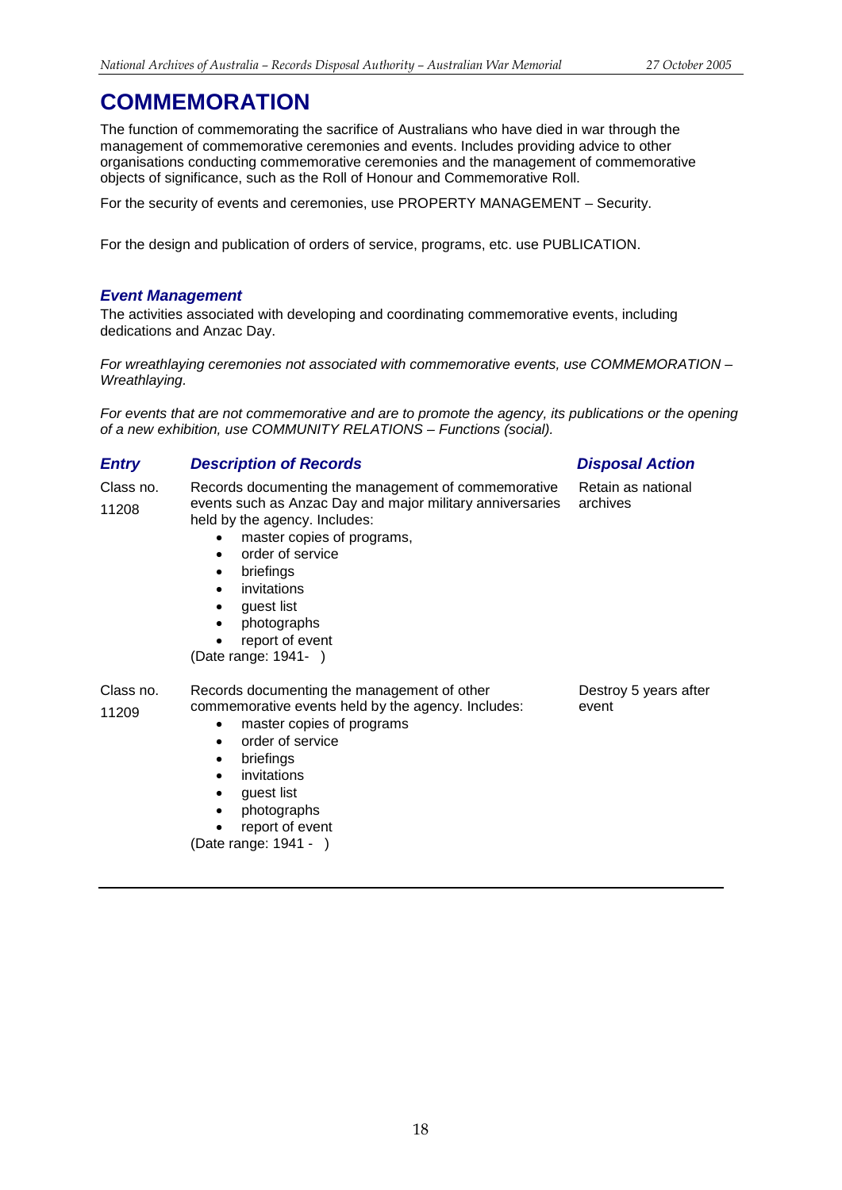# COMMEMORATION

The function of commemorating the sacrifice of Australians who have died in war through the management of commemorative ceremonies and events. Includes providing advice to other organisations conducting commemorative ceremonies and the management of commemorative objects of significance, such as the Roll of Honour and Commemorative Roll.

For the security of events and ceremonies, use PROPERTY MANAGEMENT – Security.

For the design and publication of orders of service, programs, etc. use PUBLICATION.

## *Event Management*

The activities associated with developing and coordinating commemorative events, including dedications and Anzac Day.

*For wreathlaying ceremonies not associated with commemorative events, use COMMEMORATION – Wreathlaying.*

*For events that are not commemorative and are to promote the agency, its publications or the opening of a new exhibition, use COMMUNITY RELATIONS – Functions (social).*

| *Entry* | *Description of Records* | *Disposal Action* |
|---|---|---|
| Class no. 11208 | Records documenting the management of commemorative events such as Anzac Day and major military anniversaries held by the agency. Includes:<br>• master copies of programs,<br>• order of service<br>• briefings<br>• invitations<br>• guest list<br>• photographs<br>• report of event<br>(Date range: 1941- ) | Retain as national archives |
| Class no. 11209 | Records documenting the management of other commemorative events held by the agency. Includes:<br>• master copies of programs<br>• order of service<br>• briefings<br>• invitations<br>• guest list<br>• photographs<br>• report of event<br>(Date range: 1941 - ) | Destroy 5 years after event |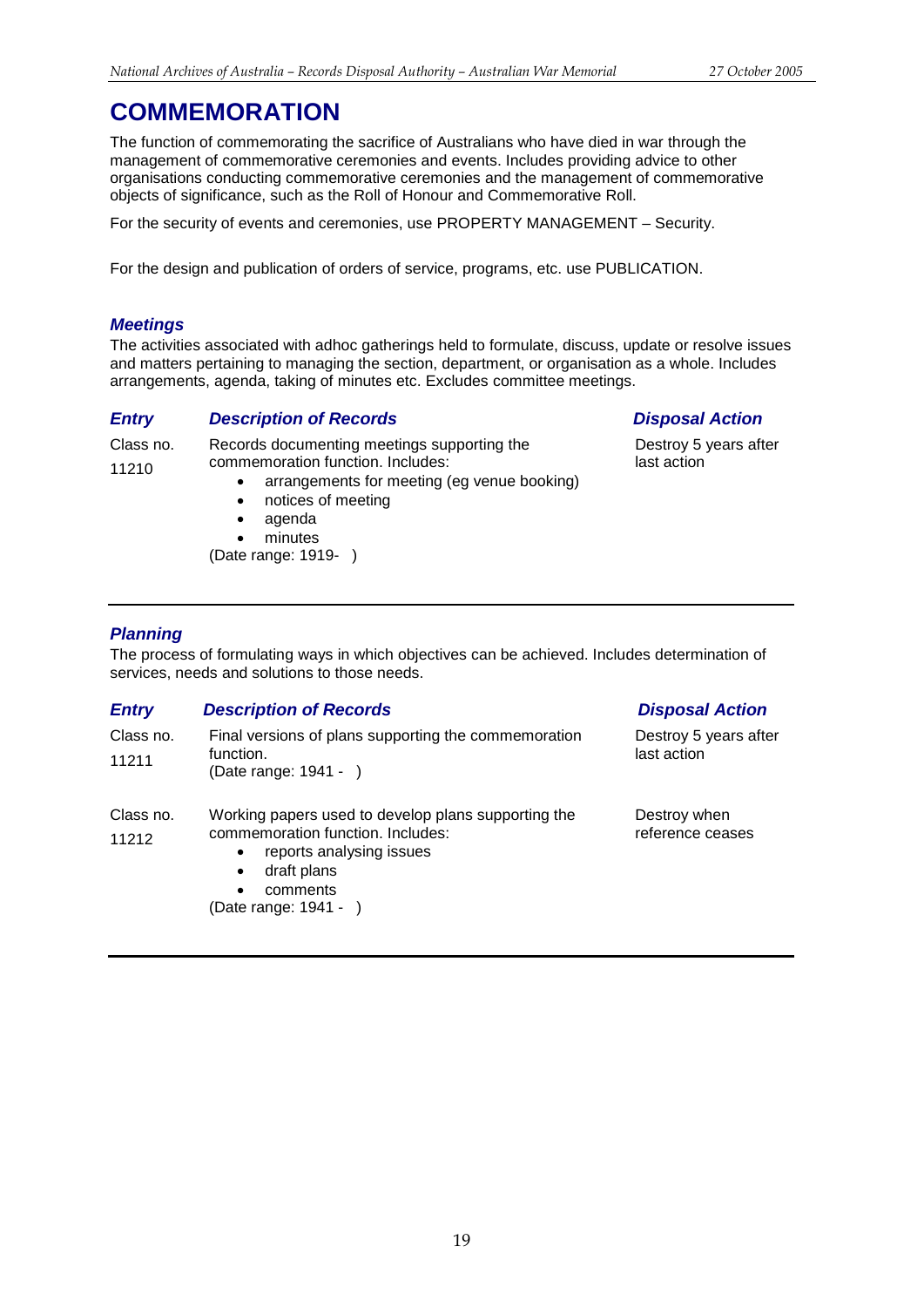# COMMEMORATION

The function of commemorating the sacrifice of Australians who have died in war through the management of commemorative ceremonies and events. Includes providing advice to other organisations conducting commemorative ceremonies and the management of commemorative objects of significance, such as the Roll of Honour and Commemorative Roll.

For the security of events and ceremonies, use PROPERTY MANAGEMENT – Security.

For the design and publication of orders of service, programs, etc. use PUBLICATION.

### *Meetings*

The activities associated with adhoc gatherings held to formulate, discuss, update or resolve issues and matters pertaining to managing the section, department, or organisation as a whole. Includes arrangements, agenda, taking of minutes etc. Excludes committee meetings.

| *Entry* | *Description of Records* | *Disposal Action* |
|---|---|---|
| Class no. 11210 | Records documenting meetings supporting the commemoration function. Includes:<br>• arrangements for meeting (eg venue booking)<br>• notices of meeting<br>• agenda<br>• minutes<br>(Date range: 1919- ) | Destroy 5 years after last action |

### *Planning*

The process of formulating ways in which objectives can be achieved. Includes determination of services, needs and solutions to those needs.

| *Entry* | *Description of Records* | *Disposal Action* |
|---|---|---|
| Class no. 11211 | Final versions of plans supporting the commemoration function.<br>(Date range: 1941 - ) | Destroy 5 years after last action |
| Class no. 11212 | Working papers used to develop plans supporting the commemoration function. Includes:<br>• reports analysing issues<br>• draft plans<br>• comments<br>(Date range: 1941 - ) | Destroy when reference ceases |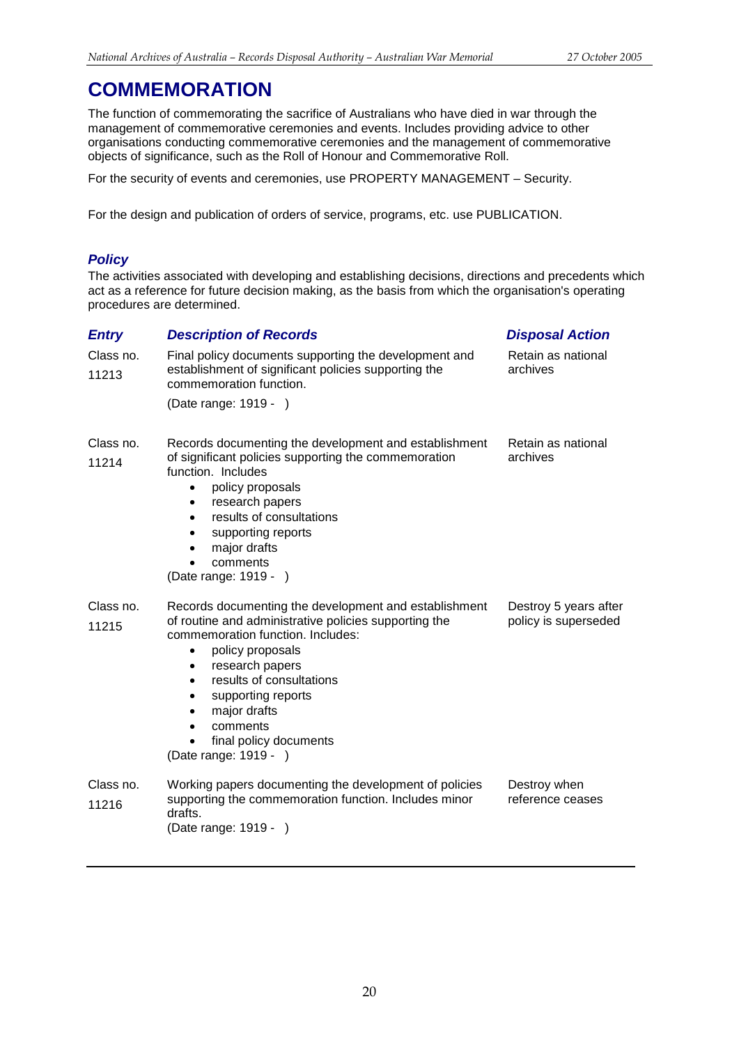# COMMEMORATION

The function of commemorating the sacrifice of Australians who have died in war through the management of commemorative ceremonies and events. Includes providing advice to other organisations conducting commemorative ceremonies and the management of commemorative objects of significance, such as the Roll of Honour and Commemorative Roll.

For the security of events and ceremonies, use PROPERTY MANAGEMENT – Security.

For the design and publication of orders of service, programs, etc. use PUBLICATION.

## *Policy*

The activities associated with developing and establishing decisions, directions and precedents which act as a reference for future decision making, as the basis from which the organisation's operating procedures are determined.

| ***Entry*** | ***Description of Records*** | ***Disposal Action*** |
|---|---|---|
| Class no. 11213 | Final policy documents supporting the development and establishment of significant policies supporting the commemoration function.<br><br>(Date range: 1919 -   ) | Retain as national archives |
| Class no. 11214 | Records documenting the development and establishment of significant policies supporting the commemoration function. Includes<br>• policy proposals<br>• research papers<br>• results of consultations<br>• supporting reports<br>• major drafts<br>• comments<br>(Date range: 1919 -   ) | Retain as national archives |
| Class no. 11215 | Records documenting the development and establishment of routine and administrative policies supporting the commemoration function. Includes:<br>• policy proposals<br>• research papers<br>• results of consultations<br>• supporting reports<br>• major drafts<br>• comments<br>• final policy documents<br>(Date range: 1919 -   ) | Destroy 5 years after policy is superseded |
| Class no. 11216 | Working papers documenting the development of policies supporting the commemoration function. Includes minor drafts.<br>(Date range: 1919 -   ) | Destroy when reference ceases |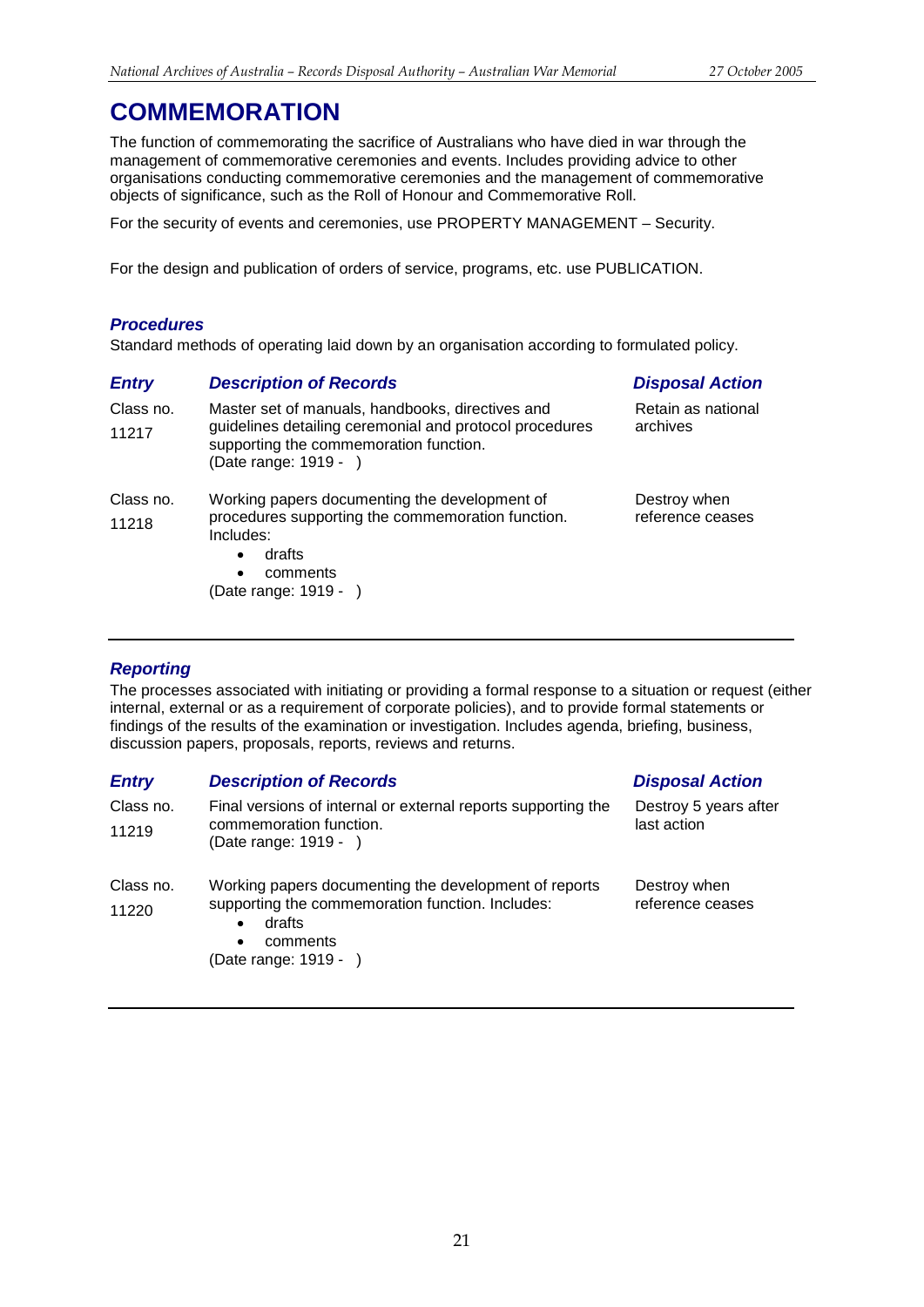# COMMEMORATION

The function of commemorating the sacrifice of Australians who have died in war through the management of commemorative ceremonies and events. Includes providing advice to other organisations conducting commemorative ceremonies and the management of commemorative objects of significance, such as the Roll of Honour and Commemorative Roll.

For the security of events and ceremonies, use PROPERTY MANAGEMENT – Security.

For the design and publication of orders of service, programs, etc. use PUBLICATION.

### *Procedures*

Standard methods of operating laid down by an organisation according to formulated policy.

| *Entry* | *Description of Records* | *Disposal Action* |
|---|---|---|
| Class no. 11217 | Master set of manuals, handbooks, directives and guidelines detailing ceremonial and protocol procedures supporting the commemoration function. (Date range: 1919 - ) | Retain as national archives |
| Class no. 11218 | Working papers documenting the development of procedures supporting the commemoration function. Includes: <br>• drafts <br>• comments <br>(Date range: 1919 - ) | Destroy when reference ceases |

### *Reporting*

The processes associated with initiating or providing a formal response to a situation or request (either internal, external or as a requirement of corporate policies), and to provide formal statements or findings of the results of the examination or investigation. Includes agenda, briefing, business, discussion papers, proposals, reports, reviews and returns.

| *Entry* | *Description of Records* | *Disposal Action* |
|---|---|---|
| Class no. 11219 | Final versions of internal or external reports supporting the commemoration function. (Date range: 1919 - ) | Destroy 5 years after last action |
| Class no. 11220 | Working papers documenting the development of reports supporting the commemoration function. Includes: <br>• drafts <br>• comments <br>(Date range: 1919 - ) | Destroy when reference ceases |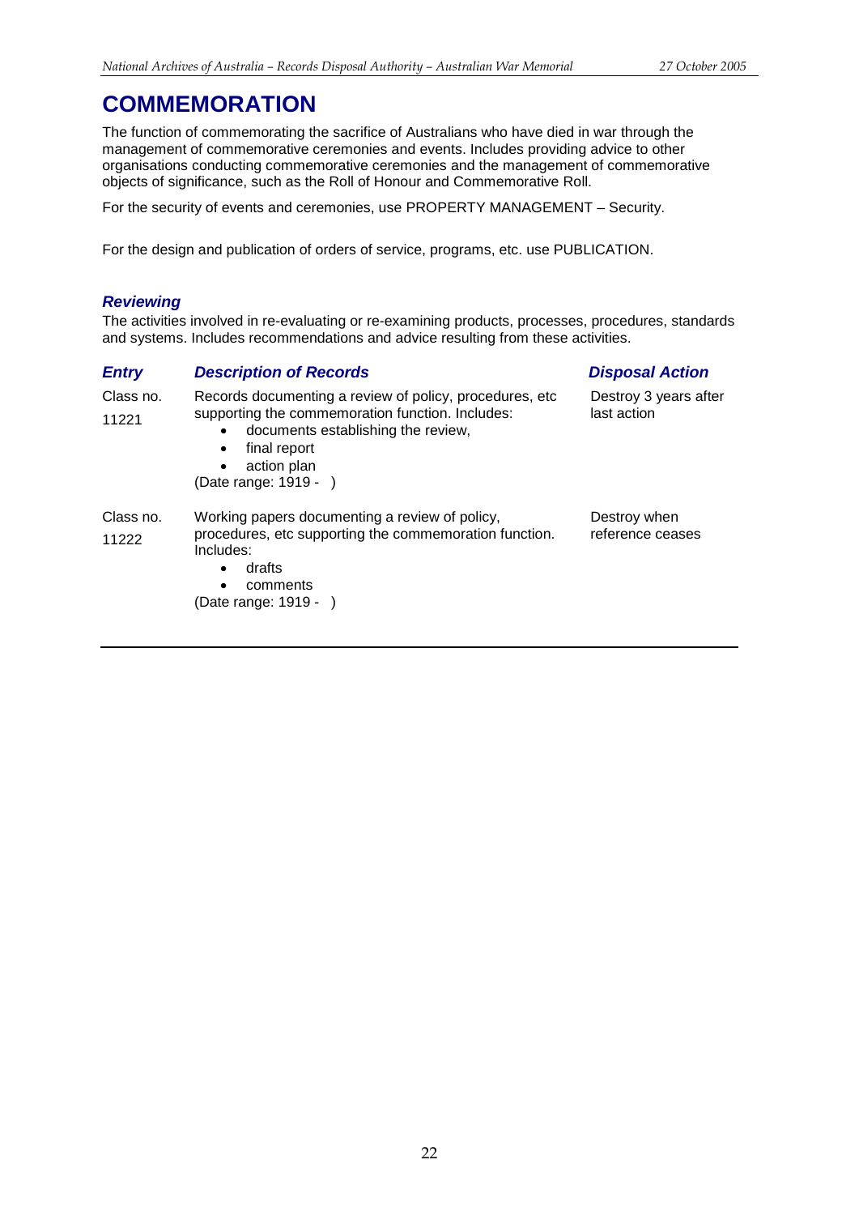# COMMEMORATION

The function of commemorating the sacrifice of Australians who have died in war through the management of commemorative ceremonies and events. Includes providing advice to other organisations conducting commemorative ceremonies and the management of commemorative objects of significance, such as the Roll of Honour and Commemorative Roll.

For the security of events and ceremonies, use PROPERTY MANAGEMENT – Security.

For the design and publication of orders of service, programs, etc. use PUBLICATION.

### *Reviewing*

The activities involved in re-evaluating or re-examining products, processes, procedures, standards and systems. Includes recommendations and advice resulting from these activities.

| ***Entry*** | ***Description of Records*** | ***Disposal Action*** |
|---|---|---|
| Class no. 11221 | Records documenting a review of policy, procedures, etc supporting the commemoration function. Includes:<br>• documents establishing the review,<br>• final report<br>• action plan<br>(Date range: 1919 - ) | Destroy 3 years after last action |
| Class no. 11222 | Working papers documenting a review of policy, procedures, etc supporting the commemoration function. Includes:<br>• drafts<br>• comments<br>(Date range: 1919 - ) | Destroy when reference ceases |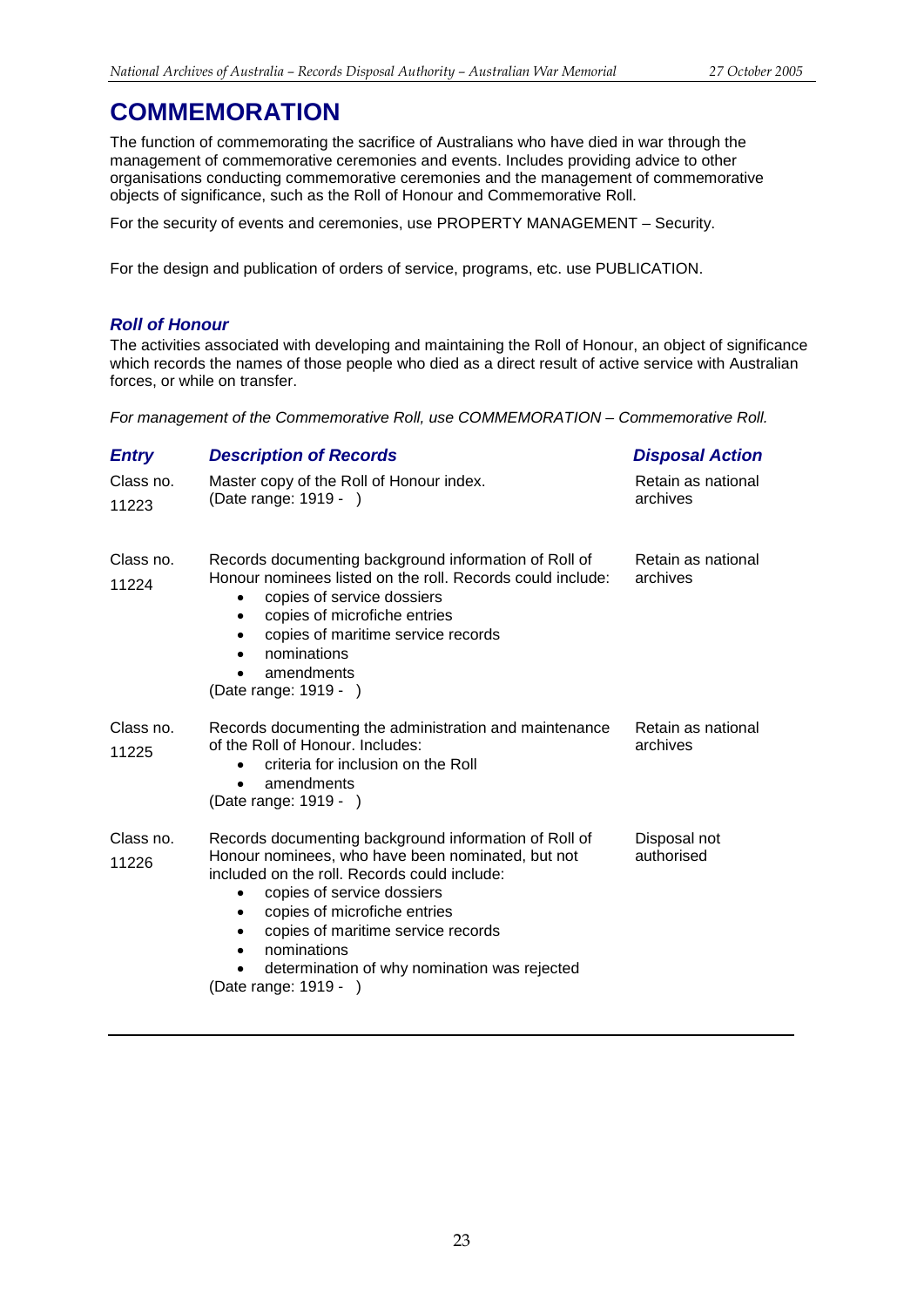# COMMEMORATION

The function of commemorating the sacrifice of Australians who have died in war through the management of commemorative ceremonies and events. Includes providing advice to other organisations conducting commemorative ceremonies and the management of commemorative objects of significance, such as the Roll of Honour and Commemorative Roll.

For the security of events and ceremonies, use PROPERTY MANAGEMENT – Security.

For the design and publication of orders of service, programs, etc. use PUBLICATION.

### *Roll of Honour*

The activities associated with developing and maintaining the Roll of Honour, an object of significance which records the names of those people who died as a direct result of active service with Australian forces, or while on transfer.

*For management of the Commemorative Roll, use COMMEMORATION – Commemorative Roll.*

| *Entry* | *Description of Records* | *Disposal Action* |
|---|---|---|
| Class no. 11223 | Master copy of the Roll of Honour index.<br>(Date range: 1919 - ) | Retain as national archives |
| Class no. 11224 | Records documenting background information of Roll of Honour nominees listed on the roll. Records could include:<br>• copies of service dossiers<br>• copies of microfiche entries<br>• copies of maritime service records<br>• nominations<br>• amendments<br>(Date range: 1919 - ) | Retain as national archives |
| Class no. 11225 | Records documenting the administration and maintenance of the Roll of Honour. Includes:<br>• criteria for inclusion on the Roll<br>• amendments<br>(Date range: 1919 - ) | Retain as national archives |
| Class no. 11226 | Records documenting background information of Roll of Honour nominees, who have been nominated, but not included on the roll. Records could include:<br>• copies of service dossiers<br>• copies of microfiche entries<br>• copies of maritime service records<br>• nominations<br>• determination of why nomination was rejected<br>(Date range: 1919 - ) | Disposal not authorised |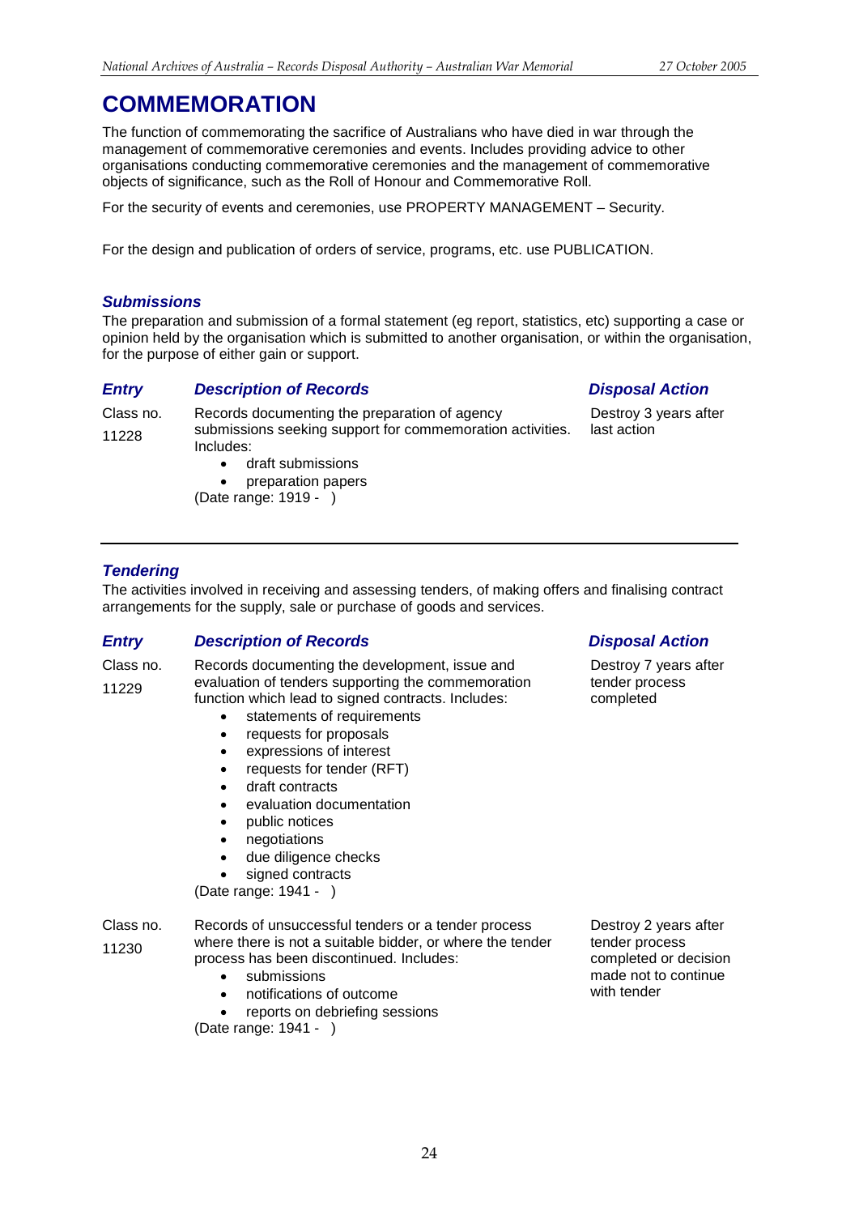# COMMEMORATION

The function of commemorating the sacrifice of Australians who have died in war through the management of commemorative ceremonies and events. Includes providing advice to other organisations conducting commemorative ceremonies and the management of commemorative objects of significance, such as the Roll of Honour and Commemorative Roll.

For the security of events and ceremonies, use PROPERTY MANAGEMENT – Security.

For the design and publication of orders of service, programs, etc. use PUBLICATION.

### *Submissions*

The preparation and submission of a formal statement (eg report, statistics, etc) supporting a case or opinion held by the organisation which is submitted to another organisation, or within the organisation, for the purpose of either gain or support.

| *Entry* | *Description of Records* | *Disposal Action* |
|---|---|---|
| Class no. 11228 | Records documenting the preparation of agency submissions seeking support for commemoration activities. Includes:<br>• draft submissions<br>• preparation papers<br>(Date range: 1919 - ) | Destroy 3 years after last action |

---

### *Tendering*

The activities involved in receiving and assessing tenders, of making offers and finalising contract arrangements for the supply, sale or purchase of goods and services.

| *Entry* | *Description of Records* | *Disposal Action* |
|---|---|---|
| Class no. 11229 | Records documenting the development, issue and evaluation of tenders supporting the commemoration function which lead to signed contracts. Includes:<br>• statements of requirements<br>• requests for proposals<br>• expressions of interest<br>• requests for tender (RFT)<br>• draft contracts<br>• evaluation documentation<br>• public notices<br>• negotiations<br>• due diligence checks<br>• signed contracts<br>(Date range: 1941 - ) | Destroy 7 years after tender process completed |
| Class no. 11230 | Records of unsuccessful tenders or a tender process where there is not a suitable bidder, or where the tender process has been discontinued. Includes:<br>• submissions<br>• notifications of outcome<br>• reports on debriefing sessions<br>(Date range: 1941 - ) | Destroy 2 years after tender process completed or decision made not to continue with tender |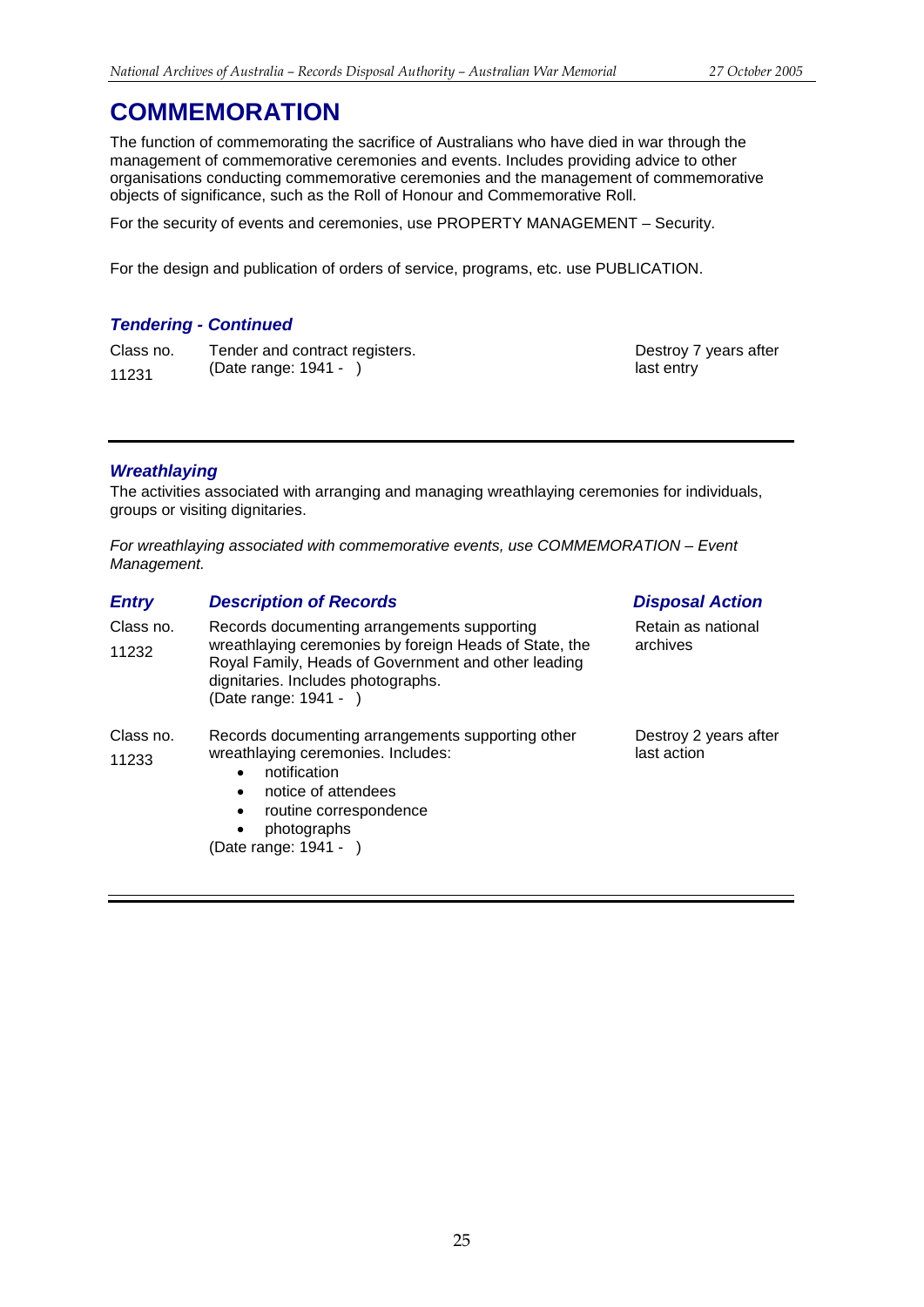# COMMEMORATION

The function of commemorating the sacrifice of Australians who have died in war through the management of commemorative ceremonies and events. Includes providing advice to other organisations conducting commemorative ceremonies and the management of commemorative objects of significance, such as the Roll of Honour and Commemorative Roll.

For the security of events and ceremonies, use PROPERTY MANAGEMENT – Security.

For the design and publication of orders of service, programs, etc. use PUBLICATION.

### *Tendering - Continued*

| | | |
|---|---|---|
| Class no. 11231 | Tender and contract registers. (Date range: 1941 - ) | Destroy 7 years after last entry |

---

### *Wreathlaying*

The activities associated with arranging and managing wreathlaying ceremonies for individuals, groups or visiting dignitaries.

*For wreathlaying associated with commemorative events, use COMMEMORATION – Event Management.*

| *Entry* | *Description of Records* | *Disposal Action* |
|---|---|---|
| Class no. 11232 | Records documenting arrangements supporting wreathlaying ceremonies by foreign Heads of State, the Royal Family, Heads of Government and other leading dignitaries. Includes photographs. (Date range: 1941 - ) | Retain as national archives |
| Class no. 11233 | Records documenting arrangements supporting other wreathlaying ceremonies. Includes: <br>• notification <br>• notice of attendees <br>• routine correspondence <br>• photographs <br>(Date range: 1941 - ) | Destroy 2 years after last action |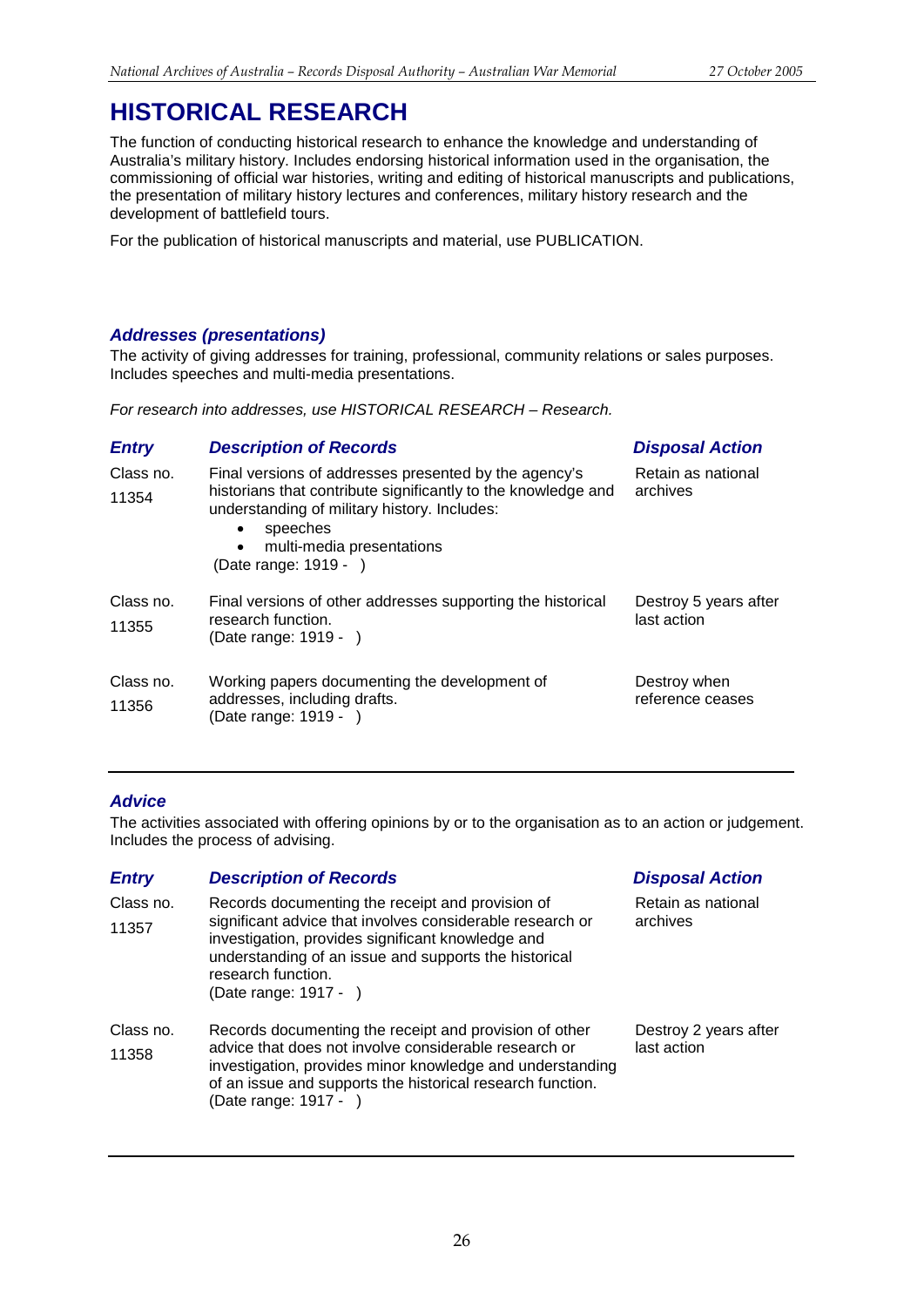# HISTORICAL RESEARCH

The function of conducting historical research to enhance the knowledge and understanding of Australia's military history. Includes endorsing historical information used in the organisation, the commissioning of official war histories, writing and editing of historical manuscripts and publications, the presentation of military history lectures and conferences, military history research and the development of battlefield tours.

For the publication of historical manuscripts and material, use PUBLICATION.

### *Addresses (presentations)*

The activity of giving addresses for training, professional, community relations or sales purposes. Includes speeches and multi-media presentations.

*For research into addresses, use HISTORICAL RESEARCH – Research.*

| *Entry* | *Description of Records* | *Disposal Action* |
|---|---|---|
| Class no. 11354 | Final versions of addresses presented by the agency's historians that contribute significantly to the knowledge and understanding of military history. Includes: <br>• speeches <br>• multi-media presentations <br>(Date range: 1919 - ) | Retain as national archives |
| Class no. 11355 | Final versions of other addresses supporting the historical research function. <br>(Date range: 1919 - ) | Destroy 5 years after last action |
| Class no. 11356 | Working papers documenting the development of addresses, including drafts. <br>(Date range: 1919 - ) | Destroy when reference ceases |

### *Advice*

The activities associated with offering opinions by or to the organisation as to an action or judgement. Includes the process of advising.

| *Entry* | *Description of Records* | *Disposal Action* |
|---|---|---|
| Class no. 11357 | Records documenting the receipt and provision of significant advice that involves considerable research or investigation, provides significant knowledge and understanding of an issue and supports the historical research function. <br>(Date range: 1917 - ) | Retain as national archives |
| Class no. 11358 | Records documenting the receipt and provision of other advice that does not involve considerable research or investigation, provides minor knowledge and understanding of an issue and supports the historical research function. <br>(Date range: 1917 - ) | Destroy 2 years after last action |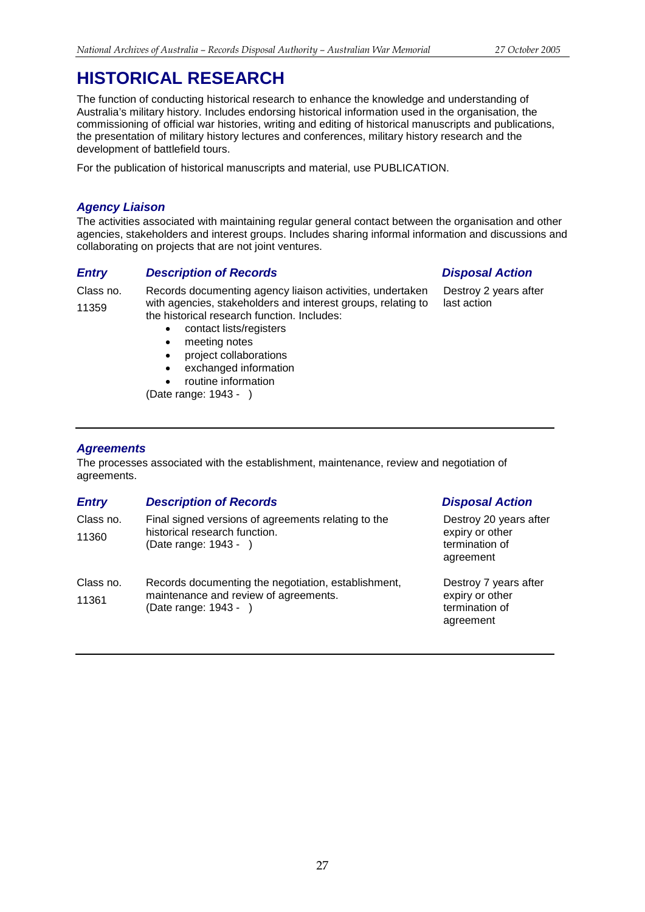# HISTORICAL RESEARCH

The function of conducting historical research to enhance the knowledge and understanding of Australia's military history. Includes endorsing historical information used in the organisation, the commissioning of official war histories, writing and editing of historical manuscripts and publications, the presentation of military history lectures and conferences, military history research and the development of battlefield tours.

For the publication of historical manuscripts and material, use PUBLICATION.

### *Agency Liaison*

The activities associated with maintaining regular general contact between the organisation and other agencies, stakeholders and interest groups. Includes sharing informal information and discussions and collaborating on projects that are not joint ventures.

| *Entry* | *Description of Records* | *Disposal Action* |
|---|---|---|
| Class no. 11359 | Records documenting agency liaison activities, undertaken with agencies, stakeholders and interest groups, relating to the historical research function. Includes: <br>• contact lists/registers <br>• meeting notes <br>• project collaborations <br>• exchanged information <br>• routine information <br>(Date range: 1943 -  ) | Destroy 2 years after last action |

### *Agreements*

The processes associated with the establishment, maintenance, review and negotiation of agreements.

| *Entry* | *Description of Records* | *Disposal Action* |
|---|---|---|
| Class no. 11360 | Final signed versions of agreements relating to the historical research function. (Date range: 1943 -  ) | Destroy 20 years after expiry or other termination of agreement |
| Class no. 11361 | Records documenting the negotiation, establishment, maintenance and review of agreements. (Date range: 1943 -  ) | Destroy 7 years after expiry or other termination of agreement |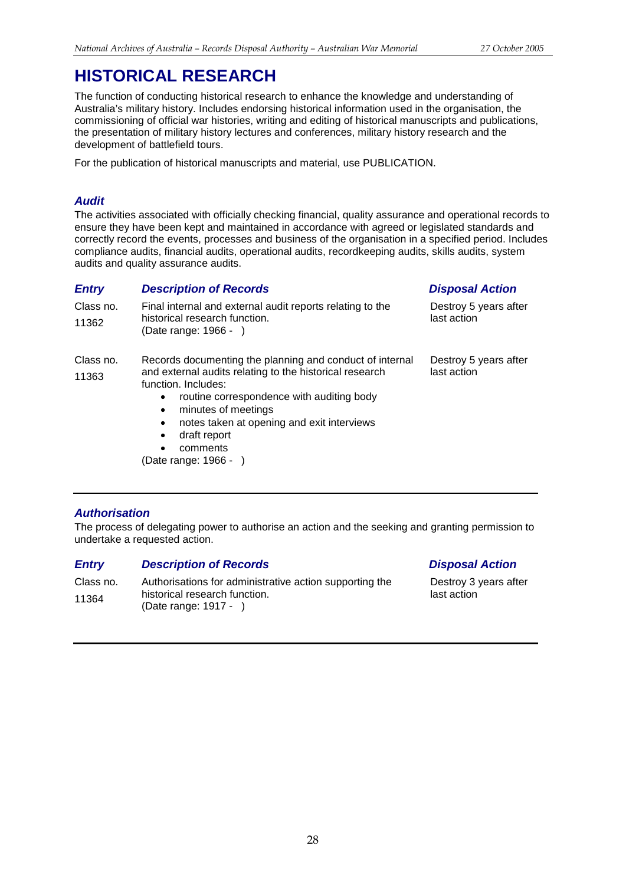# HISTORICAL RESEARCH

The function of conducting historical research to enhance the knowledge and understanding of Australia's military history. Includes endorsing historical information used in the organisation, the commissioning of official war histories, writing and editing of historical manuscripts and publications, the presentation of military history lectures and conferences, military history research and the development of battlefield tours.

For the publication of historical manuscripts and material, use PUBLICATION.

### *Audit*

The activities associated with officially checking financial, quality assurance and operational records to ensure they have been kept and maintained in accordance with agreed or legislated standards and correctly record the events, processes and business of the organisation in a specified period. Includes compliance audits, financial audits, operational audits, recordkeeping audits, skills audits, system audits and quality assurance audits.

| *Entry* | *Description of Records* | *Disposal Action* |
|---|---|---|
| Class no. 11362 | Final internal and external audit reports relating to the historical research function. (Date range: 1966 - ) | Destroy 5 years after last action |
| Class no. 11363 | Records documenting the planning and conduct of internal and external audits relating to the historical research function. Includes: <br>• routine correspondence with auditing body <br>• minutes of meetings <br>• notes taken at opening and exit interviews <br>• draft report <br>• comments <br>(Date range: 1966 - ) | Destroy 5 years after last action |

### *Authorisation*

The process of delegating power to authorise an action and the seeking and granting permission to undertake a requested action.

| *Entry* | *Description of Records* | *Disposal Action* |
|---|---|---|
| Class no. 11364 | Authorisations for administrative action supporting the historical research function. (Date range: 1917 - ) | Destroy 3 years after last action |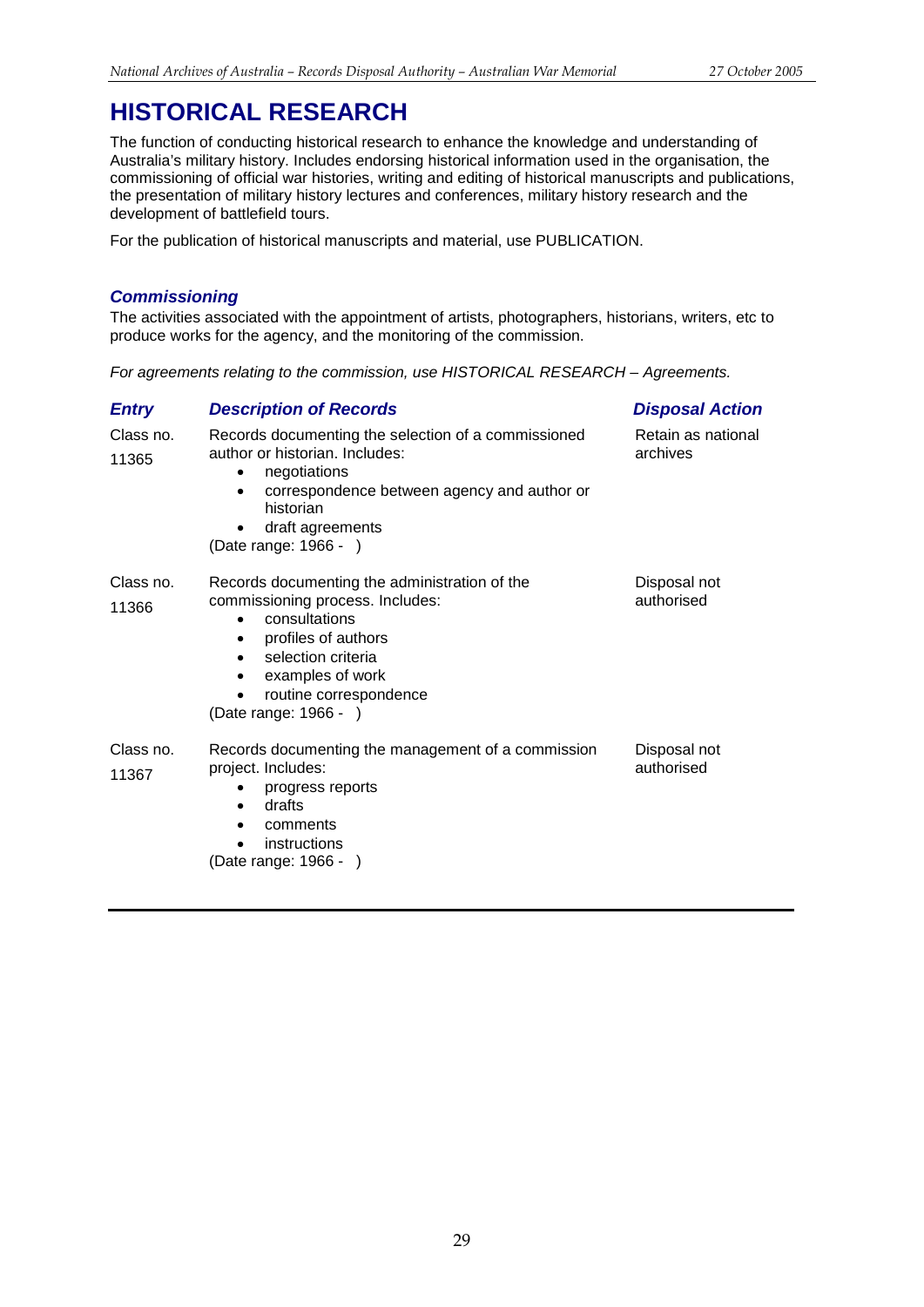# HISTORICAL RESEARCH

The function of conducting historical research to enhance the knowledge and understanding of Australia's military history. Includes endorsing historical information used in the organisation, the commissioning of official war histories, writing and editing of historical manuscripts and publications, the presentation of military history lectures and conferences, military history research and the development of battlefield tours.

For the publication of historical manuscripts and material, use PUBLICATION.

## *Commissioning*

The activities associated with the appointment of artists, photographers, historians, writers, etc to produce works for the agency, and the monitoring of the commission.

*For agreements relating to the commission, use HISTORICAL RESEARCH – Agreements.*

| *Entry* | *Description of Records* | *Disposal Action* |
|---|---|---|
| Class no. 11365 | Records documenting the selection of a commissioned author or historian. Includes: • negotiations • correspondence between agency and author or historian • draft agreements (Date range: 1966 - ) | Retain as national archives |
| Class no. 11366 | Records documenting the administration of the commissioning process. Includes: • consultations • profiles of authors • selection criteria • examples of work • routine correspondence (Date range: 1966 - ) | Disposal not authorised |
| Class no. 11367 | Records documenting the management of a commission project. Includes: • progress reports • drafts • comments • instructions (Date range: 1966 - ) | Disposal not authorised |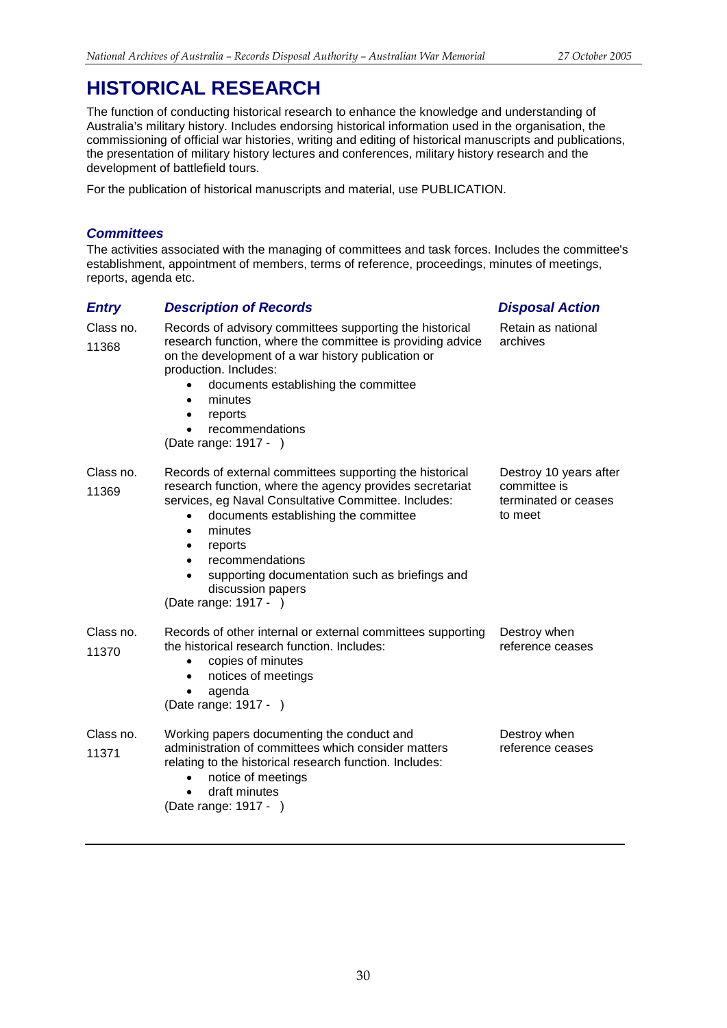# HISTORICAL RESEARCH

The function of conducting historical research to enhance the knowledge and understanding of Australia's military history. Includes endorsing historical information used in the organisation, the commissioning of official war histories, writing and editing of historical manuscripts and publications, the presentation of military history lectures and conferences, military history research and the development of battlefield tours.

For the publication of historical manuscripts and material, use PUBLICATION.

### *Committees*

The activities associated with the managing of committees and task forces. Includes the committee's establishment, appointment of members, terms of reference, proceedings, minutes of meetings, reports, agenda etc.

| *Entry* | *Description of Records* | *Disposal Action* |
|---|---|---|
| Class no. 11368 | Records of advisory committees supporting the historical research function, where the committee is providing advice on the development of a war history publication or production. Includes:<br>• documents establishing the committee<br>• minutes<br>• reports<br>• recommendations<br>(Date range: 1917 - ) | Retain as national archives |
| Class no. 11369 | Records of external committees supporting the historical research function, where the agency provides secretariat services, eg Naval Consultative Committee. Includes:<br>• documents establishing the committee<br>• minutes<br>• reports<br>• recommendations<br>• supporting documentation such as briefings and discussion papers<br>(Date range: 1917 - ) | Destroy 10 years after committee is terminated or ceases to meet |
| Class no. 11370 | Records of other internal or external committees supporting the historical research function. Includes:<br>• copies of minutes<br>• notices of meetings<br>• agenda<br>(Date range: 1917 - ) | Destroy when reference ceases |
| Class no. 11371 | Working papers documenting the conduct and administration of committees which consider matters relating to the historical research function. Includes:<br>• notice of meetings<br>• draft minutes<br>(Date range: 1917 - ) | Destroy when reference ceases |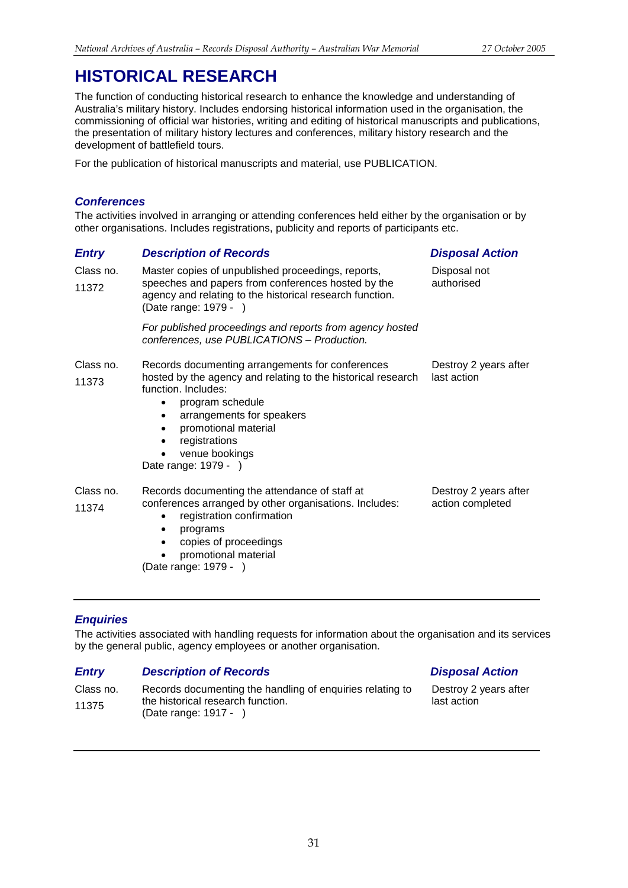# HISTORICAL RESEARCH

The function of conducting historical research to enhance the knowledge and understanding of Australia's military history. Includes endorsing historical information used in the organisation, the commissioning of official war histories, writing and editing of historical manuscripts and publications, the presentation of military history lectures and conferences, military history research and the development of battlefield tours.

For the publication of historical manuscripts and material, use PUBLICATION.

## *Conferences*

The activities involved in arranging or attending conferences held either by the organisation or by other organisations. Includes registrations, publicity and reports of participants etc.

| *Entry* | *Description of Records* | *Disposal Action* |
|---|---|---|
| Class no. 11372 | Master copies of unpublished proceedings, reports, speeches and papers from conferences hosted by the agency and relating to the historical research function. (Date range: 1979 - )<br><br>*For published proceedings and reports from agency hosted conferences, use PUBLICATIONS – Production.* | Disposal not authorised |
| Class no. 11373 | Records documenting arrangements for conferences hosted by the agency and relating to the historical research function. Includes:<br>• program schedule<br>• arrangements for speakers<br>• promotional material<br>• registrations<br>• venue bookings<br>Date range: 1979 - ) | Destroy 2 years after last action |
| Class no. 11374 | Records documenting the attendance of staff at conferences arranged by other organisations. Includes:<br>• registration confirmation<br>• programs<br>• copies of proceedings<br>• promotional material<br>(Date range: 1979 - ) | Destroy 2 years after action completed |

## *Enquiries*

The activities associated with handling requests for information about the organisation and its services by the general public, agency employees or another organisation.

| *Entry* | *Description of Records* | *Disposal Action* |
|---|---|---|
| Class no. 11375 | Records documenting the handling of enquiries relating to the historical research function.<br>(Date range: 1917 - ) | Destroy 2 years after last action |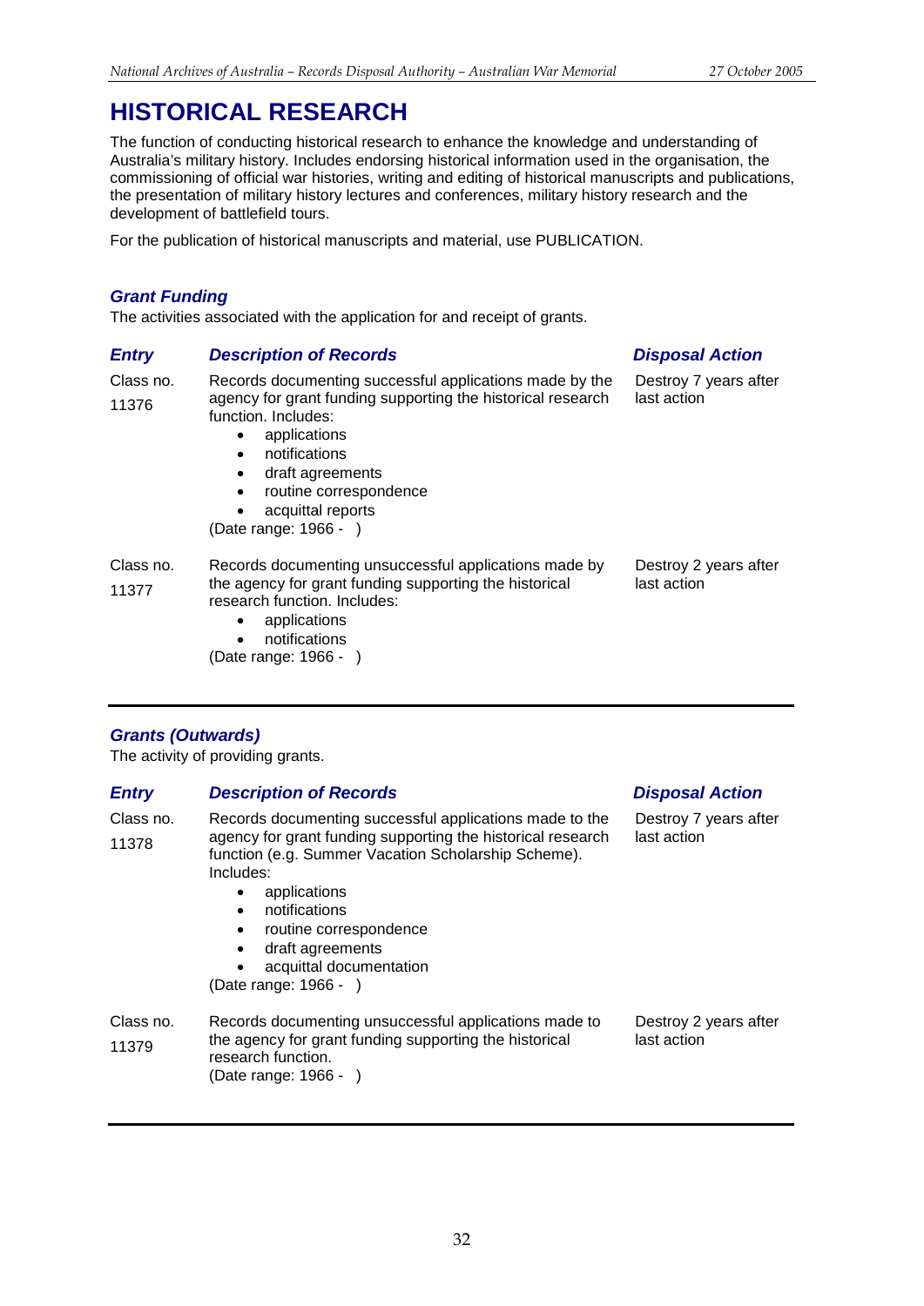# HISTORICAL RESEARCH

The function of conducting historical research to enhance the knowledge and understanding of Australia's military history. Includes endorsing historical information used in the organisation, the commissioning of official war histories, writing and editing of historical manuscripts and publications, the presentation of military history lectures and conferences, military history research and the development of battlefield tours.

For the publication of historical manuscripts and material, use PUBLICATION.

### *Grant Funding*

The activities associated with the application for and receipt of grants.

| *Entry* | *Description of Records* | *Disposal Action* |
|---|---|---|
| Class no. 11376 | Records documenting successful applications made by the agency for grant funding supporting the historical research function. Includes: <br>• applications <br>• notifications <br>• draft agreements <br>• routine correspondence <br>• acquittal reports <br>(Date range: 1966 - ) | Destroy 7 years after last action |
| Class no. 11377 | Records documenting unsuccessful applications made by the agency for grant funding supporting the historical research function. Includes: <br>• applications <br>• notifications <br>(Date range: 1966 - ) | Destroy 2 years after last action |

### *Grants (Outwards)*

The activity of providing grants.

| *Entry* | *Description of Records* | *Disposal Action* |
|---|---|---|
| Class no. 11378 | Records documenting successful applications made to the agency for grant funding supporting the historical research function (e.g. Summer Vacation Scholarship Scheme). Includes: <br>• applications <br>• notifications <br>• routine correspondence <br>• draft agreements <br>• acquittal documentation <br>(Date range: 1966 - ) | Destroy 7 years after last action |
| Class no. 11379 | Records documenting unsuccessful applications made to the agency for grant funding supporting the historical research function. <br>(Date range: 1966 - ) | Destroy 2 years after last action |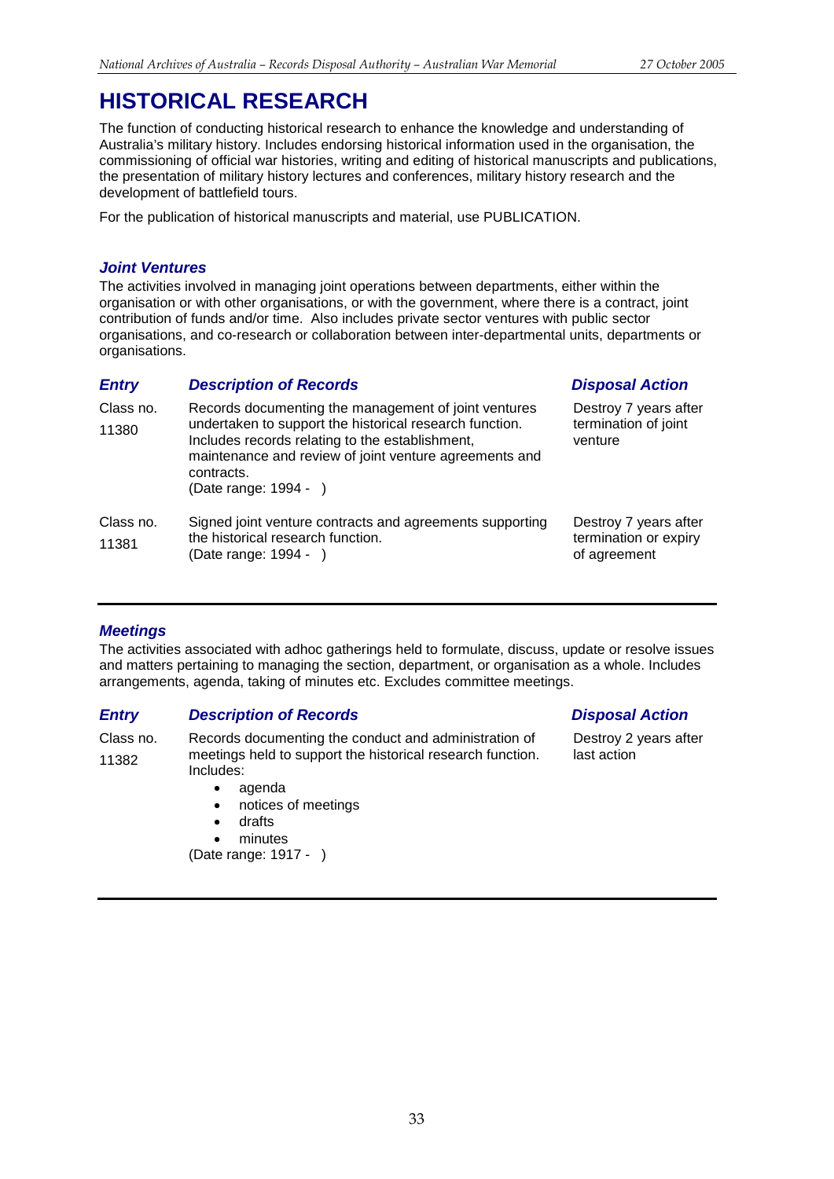# HISTORICAL RESEARCH

The function of conducting historical research to enhance the knowledge and understanding of Australia's military history. Includes endorsing historical information used in the organisation, the commissioning of official war histories, writing and editing of historical manuscripts and publications, the presentation of military history lectures and conferences, military history research and the development of battlefield tours.

For the publication of historical manuscripts and material, use PUBLICATION.

### *Joint Ventures*

The activities involved in managing joint operations between departments, either within the organisation or with other organisations, or with the government, where there is a contract, joint contribution of funds and/or time. Also includes private sector ventures with public sector organisations, and co-research or collaboration between inter-departmental units, departments or organisations.

| *Entry* | *Description of Records* | *Disposal Action* |
|---|---|---|
| Class no. 11380 | Records documenting the management of joint ventures undertaken to support the historical research function. Includes records relating to the establishment, maintenance and review of joint venture agreements and contracts.<br>(Date range: 1994 - ) | Destroy 7 years after termination of joint venture |
| Class no. 11381 | Signed joint venture contracts and agreements supporting the historical research function.<br>(Date range: 1994 - ) | Destroy 7 years after termination or expiry of agreement |

### *Meetings*

The activities associated with adhoc gatherings held to formulate, discuss, update or resolve issues and matters pertaining to managing the section, department, or organisation as a whole. Includes arrangements, agenda, taking of minutes etc. Excludes committee meetings.

| *Entry* | *Description of Records* | *Disposal Action* |
|---|---|---|
| Class no. 11382 | Records documenting the conduct and administration of meetings held to support the historical research function. Includes:<br>• agenda<br>• notices of meetings<br>• drafts<br>• minutes<br>(Date range: 1917 - ) | Destroy 2 years after last action |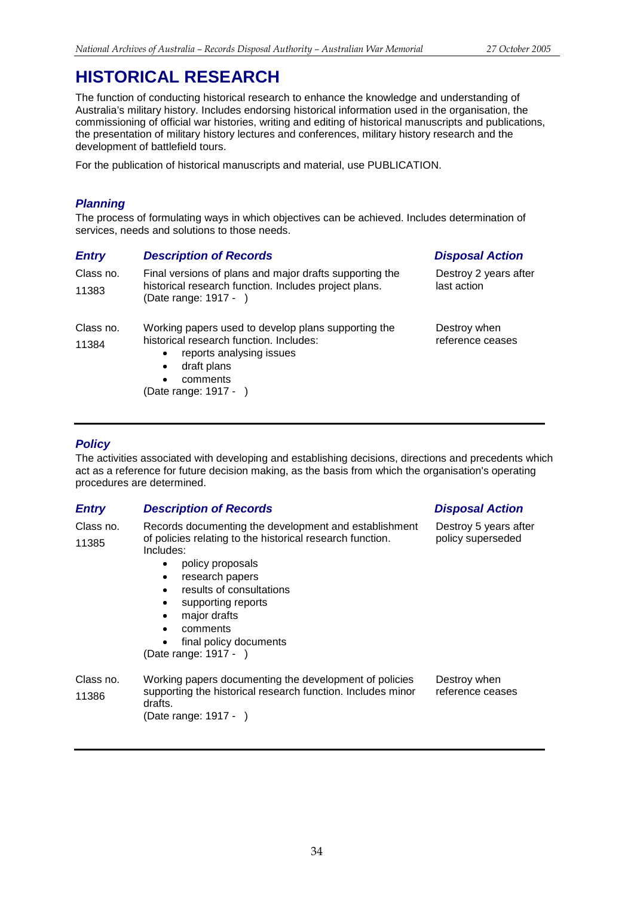# HISTORICAL RESEARCH

The function of conducting historical research to enhance the knowledge and understanding of Australia's military history. Includes endorsing historical information used in the organisation, the commissioning of official war histories, writing and editing of historical manuscripts and publications, the presentation of military history lectures and conferences, military history research and the development of battlefield tours.

For the publication of historical manuscripts and material, use PUBLICATION.

## *Planning*

The process of formulating ways in which objectives can be achieved. Includes determination of services, needs and solutions to those needs.

| *Entry* | *Description of Records* | *Disposal Action* |
|---|---|---|
| Class no. 11383 | Final versions of plans and major drafts supporting the historical research function. Includes project plans. (Date range: 1917 - ) | Destroy 2 years after last action |
| Class no. 11384 | Working papers used to develop plans supporting the historical research function. Includes: <br>• reports analysing issues <br>• draft plans <br>• comments <br>(Date range: 1917 - ) | Destroy when reference ceases |

## *Policy*

The activities associated with developing and establishing decisions, directions and precedents which act as a reference for future decision making, as the basis from which the organisation's operating procedures are determined.

| *Entry* | *Description of Records* | *Disposal Action* |
|---|---|---|
| Class no. 11385 | Records documenting the development and establishment of policies relating to the historical research function. Includes: <br>• policy proposals <br>• research papers <br>• results of consultations <br>• supporting reports <br>• major drafts <br>• comments <br>• final policy documents <br>(Date range: 1917 - ) | Destroy 5 years after policy superseded |
| Class no. 11386 | Working papers documenting the development of policies supporting the historical research function. Includes minor drafts. (Date range: 1917 - ) | Destroy when reference ceases |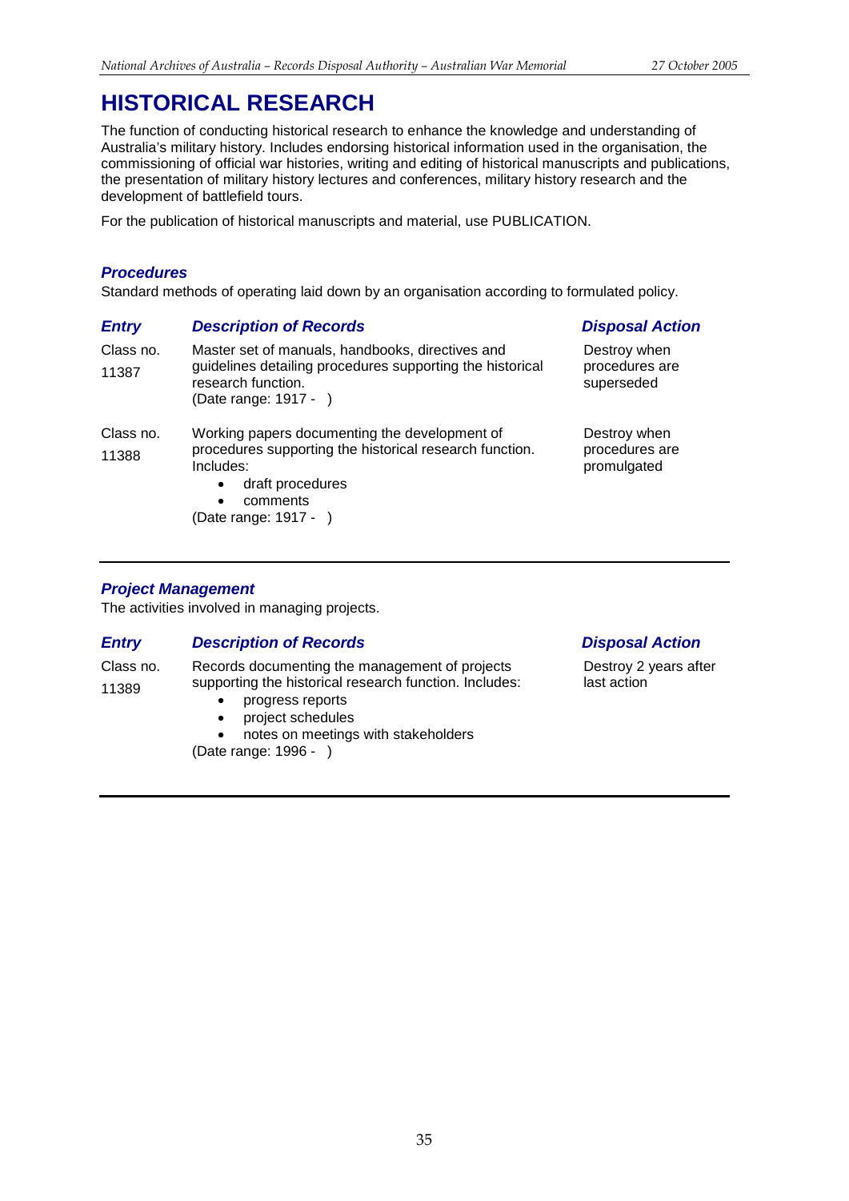# HISTORICAL RESEARCH

The function of conducting historical research to enhance the knowledge and understanding of Australia's military history. Includes endorsing historical information used in the organisation, the commissioning of official war histories, writing and editing of historical manuscripts and publications, the presentation of military history lectures and conferences, military history research and the development of battlefield tours.

For the publication of historical manuscripts and material, use PUBLICATION.

### *Procedures*

Standard methods of operating laid down by an organisation according to formulated policy.

| *Entry* | *Description of Records* | *Disposal Action* |
|---|---|---|
| Class no. 11387 | Master set of manuals, handbooks, directives and guidelines detailing procedures supporting the historical research function.<br>(Date range: 1917 - ) | Destroy when procedures are superseded |
| Class no. 11388 | Working papers documenting the development of procedures supporting the historical research function. Includes:<br>• draft procedures<br>• comments<br>(Date range: 1917 - ) | Destroy when procedures are promulgated |

### *Project Management*

The activities involved in managing projects.

| *Entry* | *Description of Records* | *Disposal Action* |
|---|---|---|
| Class no. 11389 | Records documenting the management of projects supporting the historical research function. Includes:<br>• progress reports<br>• project schedules<br>• notes on meetings with stakeholders<br>(Date range: 1996 - ) | Destroy 2 years after last action |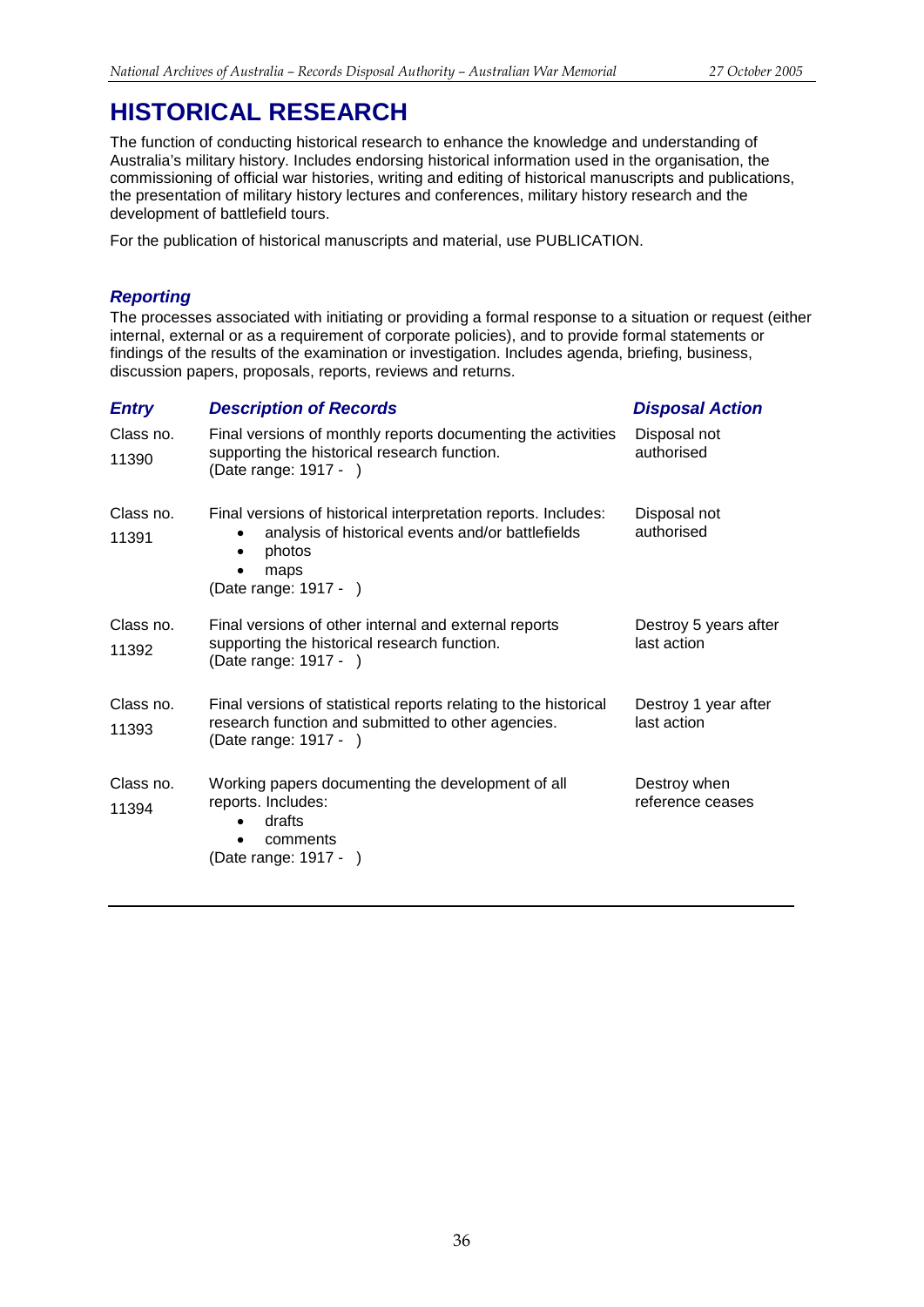# HISTORICAL RESEARCH

The function of conducting historical research to enhance the knowledge and understanding of Australia's military history. Includes endorsing historical information used in the organisation, the commissioning of official war histories, writing and editing of historical manuscripts and publications, the presentation of military history lectures and conferences, military history research and the development of battlefield tours.

For the publication of historical manuscripts and material, use PUBLICATION.

### *Reporting*

The processes associated with initiating or providing a formal response to a situation or request (either internal, external or as a requirement of corporate policies), and to provide formal statements or findings of the results of the examination or investigation. Includes agenda, briefing, business, discussion papers, proposals, reports, reviews and returns.

| *Entry* | *Description of Records* | *Disposal Action* |
|---|---|---|
| Class no. 11390 | Final versions of monthly reports documenting the activities supporting the historical research function. (Date range: 1917 - ) | Disposal not authorised |
| Class no. 11391 | Final versions of historical interpretation reports. Includes: • analysis of historical events and/or battlefields • photos • maps (Date range: 1917 - ) | Disposal not authorised |
| Class no. 11392 | Final versions of other internal and external reports supporting the historical research function. (Date range: 1917 - ) | Destroy 5 years after last action |
| Class no. 11393 | Final versions of statistical reports relating to the historical research function and submitted to other agencies. (Date range: 1917 - ) | Destroy 1 year after last action |
| Class no. 11394 | Working papers documenting the development of all reports. Includes: • drafts • comments (Date range: 1917 - ) | Destroy when reference ceases |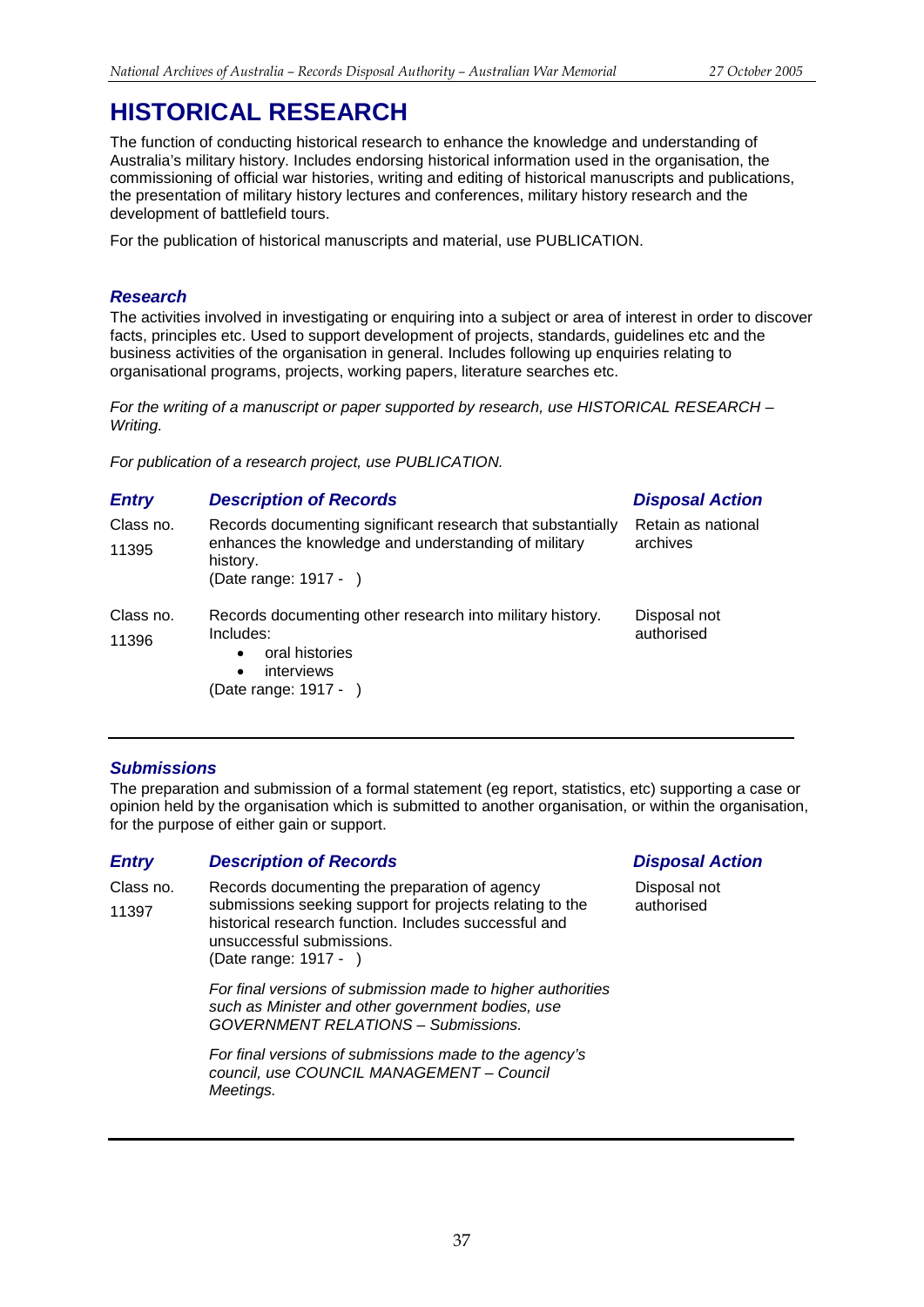# HISTORICAL RESEARCH

The function of conducting historical research to enhance the knowledge and understanding of Australia's military history. Includes endorsing historical information used in the organisation, the commissioning of official war histories, writing and editing of historical manuscripts and publications, the presentation of military history lectures and conferences, military history research and the development of battlefield tours.

For the publication of historical manuscripts and material, use PUBLICATION.

## *Research*

The activities involved in investigating or enquiring into a subject or area of interest in order to discover facts, principles etc. Used to support development of projects, standards, guidelines etc and the business activities of the organisation in general. Includes following up enquiries relating to organisational programs, projects, working papers, literature searches etc.

*For the writing of a manuscript or paper supported by research, use HISTORICAL RESEARCH – Writing.*

*For publication of a research project, use PUBLICATION.*

| *Entry* | *Description of Records* | *Disposal Action* |
|---|---|---|
| Class no. 11395 | Records documenting significant research that substantially enhances the knowledge and understanding of military history. (Date range: 1917 - ) | Retain as national archives |
| Class no. 11396 | Records documenting other research into military history. Includes: • oral histories • interviews (Date range: 1917 - ) | Disposal not authorised |

## *Submissions*

The preparation and submission of a formal statement (eg report, statistics, etc) supporting a case or opinion held by the organisation which is submitted to another organisation, or within the organisation, for the purpose of either gain or support.

| *Entry* | *Description of Records* | *Disposal Action* |
|---|---|---|
| Class no. 11397 | Records documenting the preparation of agency submissions seeking support for projects relating to the historical research function. Includes successful and unsuccessful submissions. (Date range: 1917 - ) *For final versions of submission made to higher authorities such as Minister and other government bodies, use GOVERNMENT RELATIONS – Submissions.* *For final versions of submissions made to the agency's council, use COUNCIL MANAGEMENT – Council Meetings.* | Disposal not authorised |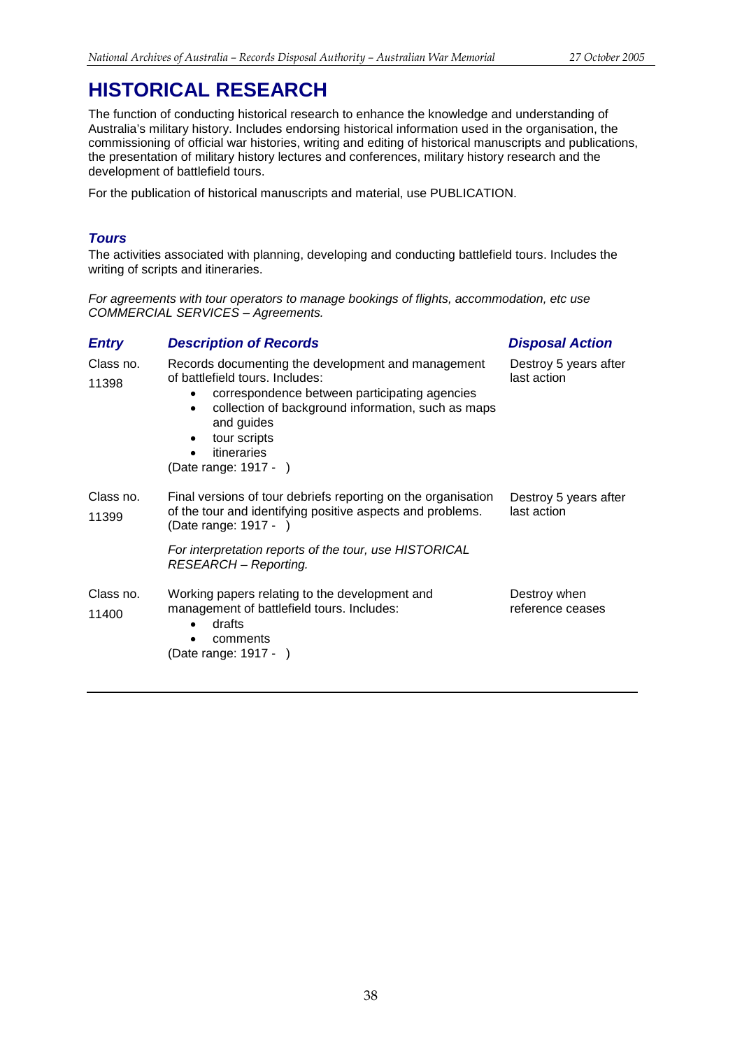# HISTORICAL RESEARCH

The function of conducting historical research to enhance the knowledge and understanding of Australia's military history. Includes endorsing historical information used in the organisation, the commissioning of official war histories, writing and editing of historical manuscripts and publications, the presentation of military history lectures and conferences, military history research and the development of battlefield tours.

For the publication of historical manuscripts and material, use PUBLICATION.

### *Tours*

The activities associated with planning, developing and conducting battlefield tours. Includes the writing of scripts and itineraries.

*For agreements with tour operators to manage bookings of flights, accommodation, etc use COMMERCIAL SERVICES – Agreements.*

| *Entry* | *Description of Records* | *Disposal Action* |
|---|---|---|
| Class no. 11398 | Records documenting the development and management of battlefield tours. Includes:<br>• correspondence between participating agencies<br>• collection of background information, such as maps and guides<br>• tour scripts<br>• itineraries<br>(Date range: 1917 - ) | Destroy 5 years after last action |
| Class no. 11399 | Final versions of tour debriefs reporting on the organisation of the tour and identifying positive aspects and problems. (Date range: 1917 - )<br><br>*For interpretation reports of the tour, use HISTORICAL RESEARCH – Reporting.* | Destroy 5 years after last action |
| Class no. 11400 | Working papers relating to the development and management of battlefield tours. Includes:<br>• drafts<br>• comments<br>(Date range: 1917 - ) | Destroy when reference ceases |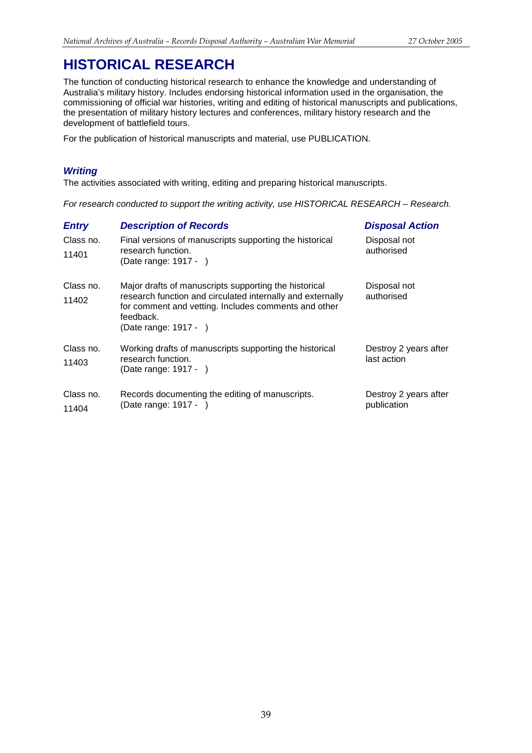# HISTORICAL RESEARCH

The function of conducting historical research to enhance the knowledge and understanding of Australia's military history. Includes endorsing historical information used in the organisation, the commissioning of official war histories, writing and editing of historical manuscripts and publications, the presentation of military history lectures and conferences, military history research and the development of battlefield tours.

For the publication of historical manuscripts and material, use PUBLICATION.

### *Writing*

The activities associated with writing, editing and preparing historical manuscripts.

*For research conducted to support the writing activity, use HISTORICAL RESEARCH – Research.*

| *Entry* | *Description of Records* | *Disposal Action* |
|---|---|---|
| Class no. 11401 | Final versions of manuscripts supporting the historical research function. (Date range: 1917 - ) | Disposal not authorised |
| Class no. 11402 | Major drafts of manuscripts supporting the historical research function and circulated internally and externally for comment and vetting. Includes comments and other feedback. (Date range: 1917 - ) | Disposal not authorised |
| Class no. 11403 | Working drafts of manuscripts supporting the historical research function. (Date range: 1917 - ) | Destroy 2 years after last action |
| Class no. 11404 | Records documenting the editing of manuscripts. (Date range: 1917 - ) | Destroy 2 years after publication |